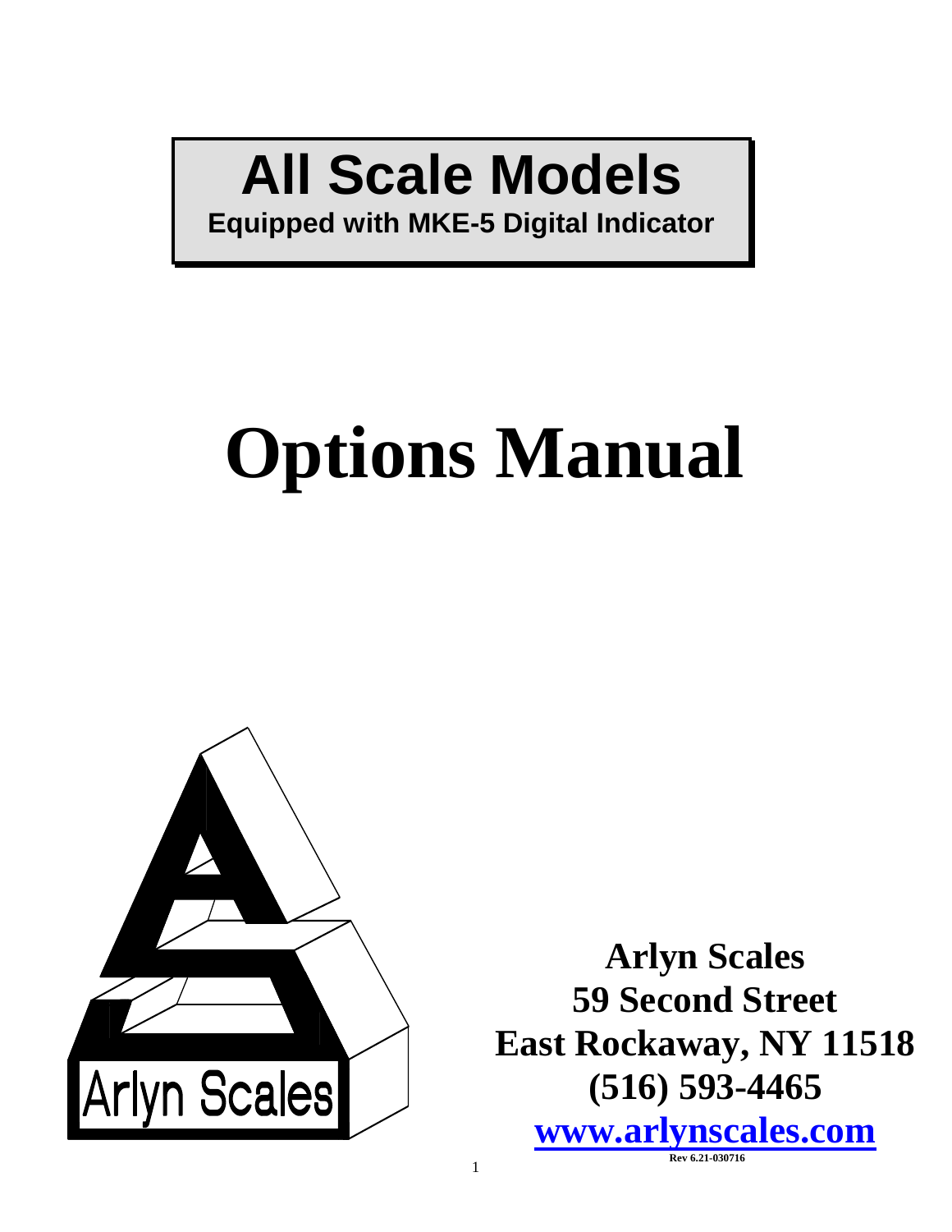# All Scale Models

**Equipped with MKE-5 Digital Indicator**

# Options Manual

Arlyn Scales

**Arlyn Scales**
**59 Second Street**
**East Rockaway, NY 11518**
**(516) 593-4465**
**www.arlynscales.com**

Rev 6.21-030716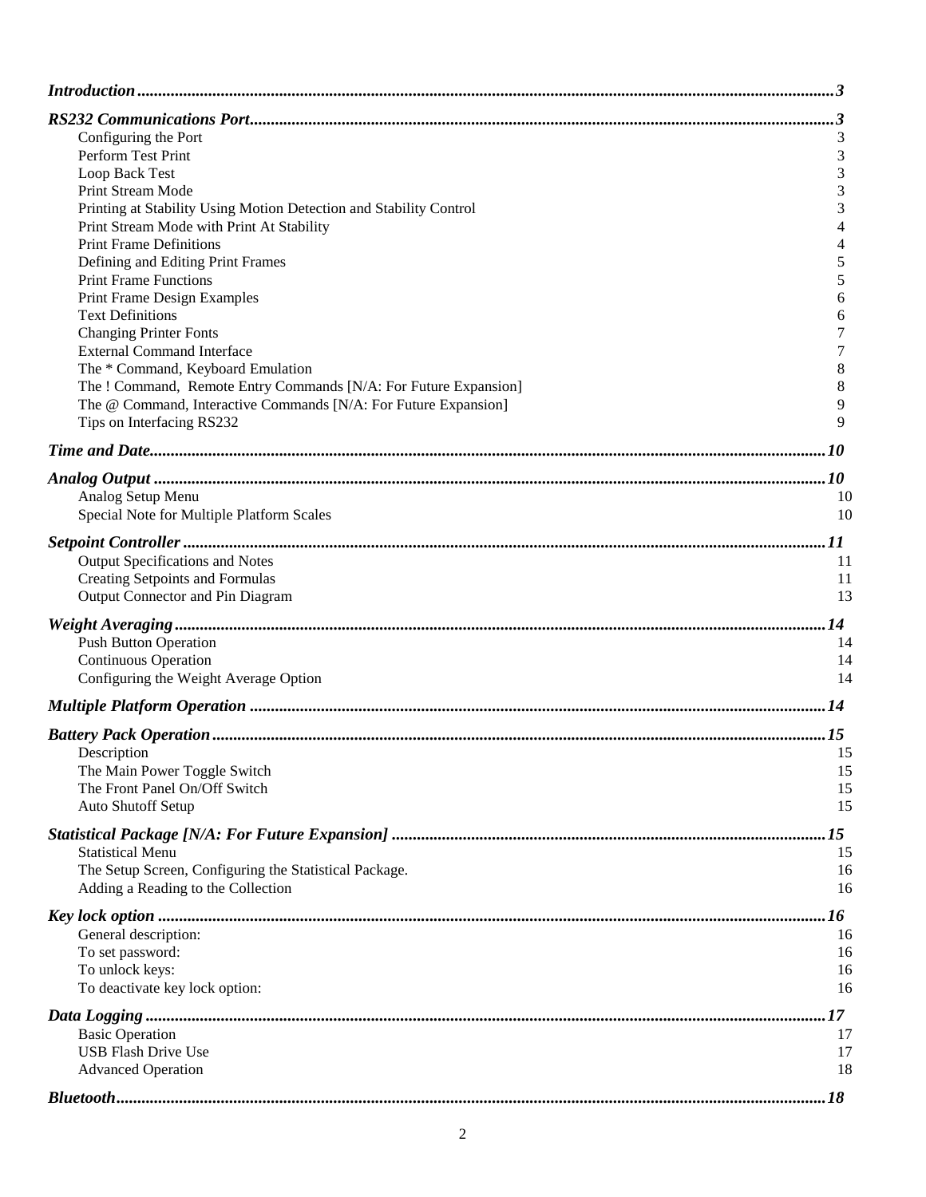*Introduction* .................................................................................................. 3

*RS232 Communications Port* .................................................................................................. 3

- Configuring the Port 3
- Perform Test Print 3
- Loop Back Test 3
- Print Stream Mode 3
- Printing at Stability Using Motion Detection and Stability Control 3
- Print Stream Mode with Print At Stability 4
- Print Frame Definitions 4
- Defining and Editing Print Frames 5
- Print Frame Functions 5
- Print Frame Design Examples 6
- Text Definitions 6
- Changing Printer Fonts 7
- External Command Interface 7
- The * Command, Keyboard Emulation 8
- The ! Command, Remote Entry Commands [N/A: For Future Expansion] 8
- The @ Command, Interactive Commands [N/A: For Future Expansion] 9
- Tips on Interfacing RS232 9

*Time and Date* .................................................................................................. 10

*Analog Output* .................................................................................................. 10

- Analog Setup Menu 10
- Special Note for Multiple Platform Scales 10

*Setpoint Controller* .................................................................................................. 11

- Output Specifications and Notes 11
- Creating Setpoints and Formulas 11
- Output Connector and Pin Diagram 13

*Weight Averaging* .................................................................................................. 14

- Push Button Operation 14
- Continuous Operation 14
- Configuring the Weight Average Option 14

*Multiple Platform Operation* .................................................................................................. 14

*Battery Pack Operation* .................................................................................................. 15

- Description 15
- The Main Power Toggle Switch 15
- The Front Panel On/Off Switch 15
- Auto Shutoff Setup 15

*Statistical Package [N/A: For Future Expansion]* .................................................................................................. 15

- Statistical Menu 15
- The Setup Screen, Configuring the Statistical Package. 16
- Adding a Reading to the Collection 16

*Key lock option* .................................................................................................. 16

- General description: 16
- To set password: 16
- To unlock keys: 16
- To deactivate key lock option: 16

*Data Logging* .................................................................................................. 17

- Basic Operation 17
- USB Flash Drive Use 17
- Advanced Operation 18

*Bluetooth* .................................................................................................. 18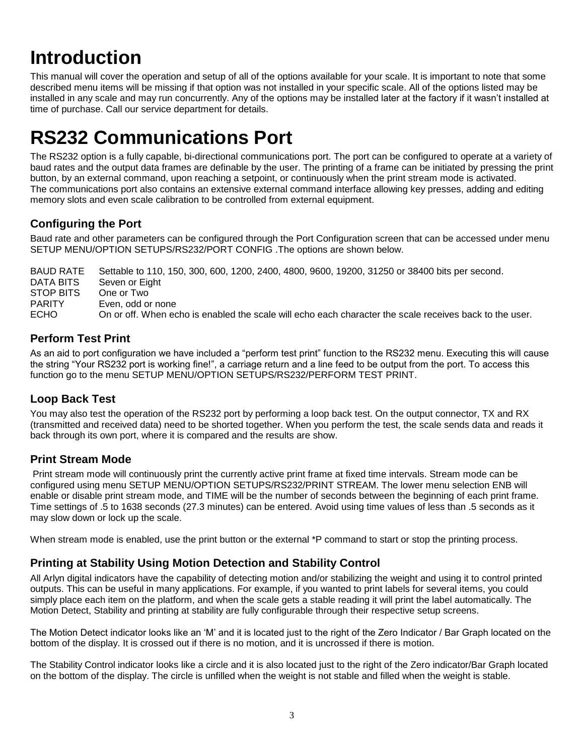# Introduction

This manual will cover the operation and setup of all of the options available for your scale. It is important to note that some described menu items will be missing if that option was not installed in your specific scale. All of the options listed may be installed in any scale and may run concurrently. Any of the options may be installed later at the factory if it wasn't installed at time of purchase. Call our service department for details.

# RS232 Communications Port

The RS232 option is a fully capable, bi-directional communications port. The port can be configured to operate at a variety of baud rates and the output data frames are definable by the user. The printing of a frame can be initiated by pressing the print button, by an external command, upon reaching a setpoint, or continuously when the print stream mode is activated.
The communications port also contains an extensive external command interface allowing key presses, adding and editing memory slots and even scale calibration to be controlled from external equipment.

## Configuring the Port

Baud rate and other parameters can be configured through the Port Configuration screen that can be accessed under menu SETUP MENU/OPTION SETUPS/RS232/PORT CONFIG .The options are shown below.

| | |
|---|---|
| BAUD RATE | Settable to 110, 150, 300, 600, 1200, 2400, 4800, 9600, 19200, 31250 or 38400 bits per second. |
| DATA BITS | Seven or Eight |
| STOP BITS | One or Two |
| PARITY | Even, odd or none |
| ECHO | On or off. When echo is enabled the scale will echo each character the scale receives back to the user. |

## Perform Test Print

As an aid to port configuration we have included a "perform test print" function to the RS232 menu. Executing this will cause the string "Your RS232 port is working fine!", a carriage return and a line feed to be output from the port. To access this function go to the menu SETUP MENU/OPTION SETUPS/RS232/PERFORM TEST PRINT.

## Loop Back Test

You may also test the operation of the RS232 port by performing a loop back test. On the output connector, TX and RX (transmitted and received data) need to be shorted together. When you perform the test, the scale sends data and reads it back through its own port, where it is compared and the results are show.

## Print Stream Mode

Print stream mode will continuously print the currently active print frame at fixed time intervals. Stream mode can be configured using menu SETUP MENU/OPTION SETUPS/RS232/PRINT STREAM. The lower menu selection ENB will enable or disable print stream mode, and TIME will be the number of seconds between the beginning of each print frame. Time settings of .5 to 1638 seconds (27.3 minutes) can be entered. Avoid using time values of less than .5 seconds as it may slow down or lock up the scale.

When stream mode is enabled, use the print button or the external *P command to start or stop the printing process.

## Printing at Stability Using Motion Detection and Stability Control

All Arlyn digital indicators have the capability of detecting motion and/or stabilizing the weight and using it to control printed outputs. This can be useful in many applications. For example, if you wanted to print labels for several items, you could simply place each item on the platform, and when the scale gets a stable reading it will print the label automatically. The Motion Detect, Stability and printing at stability are fully configurable through their respective setup screens.

The Motion Detect indicator looks like an 'M' and it is located just to the right of the Zero Indicator / Bar Graph located on the bottom of the display. It is crossed out if there is no motion, and it is uncrossed if there is motion.

The Stability Control indicator looks like a circle and it is also located just to the right of the Zero indicator/Bar Graph located on the bottom of the display. The circle is unfilled when the weight is not stable and filled when the weight is stable.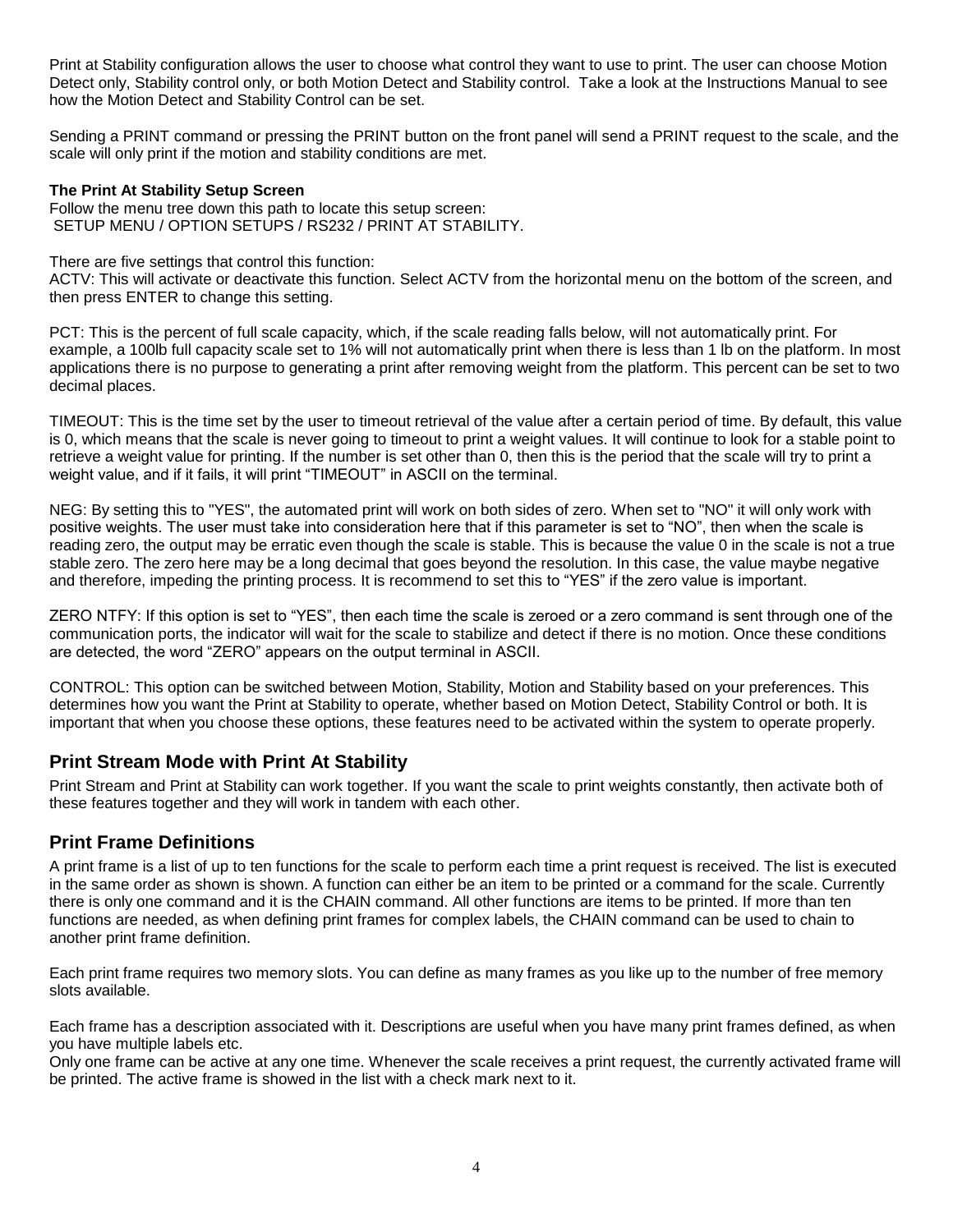Print at Stability configuration allows the user to choose what control they want to use to print. The user can choose Motion Detect only, Stability control only, or both Motion Detect and Stability control. Take a look at the Instructions Manual to see how the Motion Detect and Stability Control can be set.

Sending a PRINT command or pressing the PRINT button on the front panel will send a PRINT request to the scale, and the scale will only print if the motion and stability conditions are met.

**The Print At Stability Setup Screen**
Follow the menu tree down this path to locate this setup screen:
SETUP MENU / OPTION SETUPS / RS232 / PRINT AT STABILITY.

There are five settings that control this function:
ACTV: This will activate or deactivate this function. Select ACTV from the horizontal menu on the bottom of the screen, and then press ENTER to change this setting.

PCT: This is the percent of full scale capacity, which, if the scale reading falls below, will not automatically print. For example, a 100lb full capacity scale set to 1% will not automatically print when there is less than 1 lb on the platform. In most applications there is no purpose to generating a print after removing weight from the platform. This percent can be set to two decimal places.

TIMEOUT: This is the time set by the user to timeout retrieval of the value after a certain period of time. By default, this value is 0, which means that the scale is never going to timeout to print a weight values. It will continue to look for a stable point to retrieve a weight value for printing. If the number is set other than 0, then this is the period that the scale will try to print a weight value, and if it fails, it will print "TIMEOUT" in ASCII on the terminal.

NEG: By setting this to "YES", the automated print will work on both sides of zero. When set to "NO" it will only work with positive weights. The user must take into consideration here that if this parameter is set to "NO", then when the scale is reading zero, the output may be erratic even though the scale is stable. This is because the value 0 in the scale is not a true stable zero. The zero here may be a long decimal that goes beyond the resolution. In this case, the value maybe negative and therefore, impeding the printing process. It is recommend to set this to "YES" if the zero value is important.

ZERO NTFY: If this option is set to "YES", then each time the scale is zeroed or a zero command is sent through one of the communication ports, the indicator will wait for the scale to stabilize and detect if there is no motion. Once these conditions are detected, the word "ZERO" appears on the output terminal in ASCII.

CONTROL: This option can be switched between Motion, Stability, Motion and Stability based on your preferences. This determines how you want the Print at Stability to operate, whether based on Motion Detect, Stability Control or both. It is important that when you choose these options, these features need to be activated within the system to operate properly.

## Print Stream Mode with Print At Stability

Print Stream and Print at Stability can work together. If you want the scale to print weights constantly, then activate both of these features together and they will work in tandem with each other.

## Print Frame Definitions

A print frame is a list of up to ten functions for the scale to perform each time a print request is received. The list is executed in the same order as shown is shown. A function can either be an item to be printed or a command for the scale. Currently there is only one command and it is the CHAIN command. All other functions are items to be printed. If more than ten functions are needed, as when defining print frames for complex labels, the CHAIN command can be used to chain to another print frame definition.

Each print frame requires two memory slots. You can define as many frames as you like up to the number of free memory slots available.

Each frame has a description associated with it. Descriptions are useful when you have many print frames defined, as when you have multiple labels etc.
Only one frame can be active at any one time. Whenever the scale receives a print request, the currently activated frame will be printed. The active frame is showed in the list with a check mark next to it.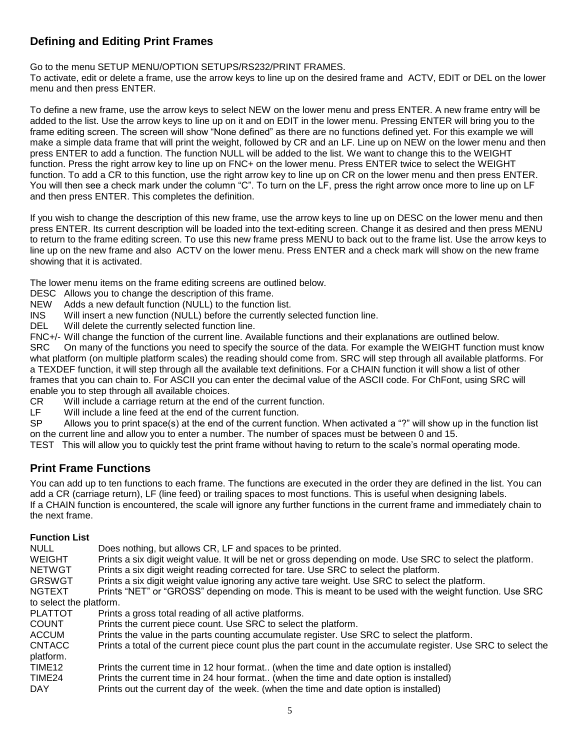## Defining and Editing Print Frames

Go to the menu SETUP MENU/OPTION SETUPS/RS232/PRINT FRAMES.
To activate, edit or delete a frame, use the arrow keys to line up on the desired frame and ACTV, EDIT or DEL on the lower menu and then press ENTER.

To define a new frame, use the arrow keys to select NEW on the lower menu and press ENTER. A new frame entry will be added to the list. Use the arrow keys to line up on it and on EDIT in the lower menu. Pressing ENTER will bring you to the frame editing screen. The screen will show "None defined" as there are no functions defined yet. For this example we will make a simple data frame that will print the weight, followed by CR and an LF. Line up on NEW on the lower menu and then press ENTER to add a function. The function NULL will be added to the list. We want to change this to the WEIGHT function. Press the right arrow key to line up on FNC+ on the lower menu. Press ENTER twice to select the WEIGHT function. To add a CR to this function, use the right arrow key to line up on CR on the lower menu and then press ENTER. You will then see a check mark under the column "C". To turn on the LF, press the right arrow once more to line up on LF and then press ENTER. This completes the definition.

If you wish to change the description of this new frame, use the arrow keys to line up on DESC on the lower menu and then press ENTER. Its current description will be loaded into the text-editing screen. Change it as desired and then press MENU to return to the frame editing screen. To use this new frame press MENU to back out to the frame list. Use the arrow keys to line up on the new frame and also ACTV on the lower menu. Press ENTER and a check mark will show on the new frame showing that it is activated.

The lower menu items on the frame editing screens are outlined below.

DESC Allows you to change the description of this frame.
NEW Adds a new default function (NULL) to the function list.
INS Will insert a new function (NULL) before the currently selected function line.
DEL Will delete the currently selected function line.
FNC+/- Will change the function of the current line. Available functions and their explanations are outlined below.
SRC On many of the functions you need to specify the source of the data. For example the WEIGHT function must know what platform (on multiple platform scales) the reading should come from. SRC will step through all available platforms. For a TEXDEF function, it will step through all the available text definitions. For a CHAIN function it will show a list of other frames that you can chain to. For ASCII you can enter the decimal value of the ASCII code. For ChFont, using SRC will enable you to step through all available choices.
CR Will include a carriage return at the end of the current function.
LF Will include a line feed at the end of the current function.
SP Allows you to print space(s) at the end of the current function. When activated a "?" will show up in the function list on the current line and allow you to enter a number. The number of spaces must be between 0 and 15.
TEST This will allow you to quickly test the print frame without having to return to the scale's normal operating mode.

## Print Frame Functions

You can add up to ten functions to each frame. The functions are executed in the order they are defined in the list. You can add a CR (carriage return), LF (line feed) or trailing spaces to most functions. This is useful when designing labels.
If a CHAIN function is encountered, the scale will ignore any further functions in the current frame and immediately chain to the next frame.

**Function List**

NULL Does nothing, but allows CR, LF and spaces to be printed.
WEIGHT Prints a six digit weight value. It will be net or gross depending on mode. Use SRC to select the platform.
NETWGT Prints a six digit weight reading corrected for tare. Use SRC to select the platform.
GRSWGT Prints a six digit weight value ignoring any active tare weight. Use SRC to select the platform.
NGTEXT Prints "NET" or "GROSS" depending on mode. This is meant to be used with the weight function. Use SRC to select the platform.
PLATTOT Prints a gross total reading of all active platforms.
COUNT Prints the current piece count. Use SRC to select the platform.
ACCUM Prints the value in the parts counting accumulate register. Use SRC to select the platform.
CNTACC Prints a total of the current piece count plus the part count in the accumulate register. Use SRC to select the platform.
TIME12 Prints the current time in 12 hour format.. (when the time and date option is installed)
TIME24 Prints the current time in 24 hour format.. (when the time and date option is installed)
DAY Prints out the current day of the week. (when the time and date option is installed)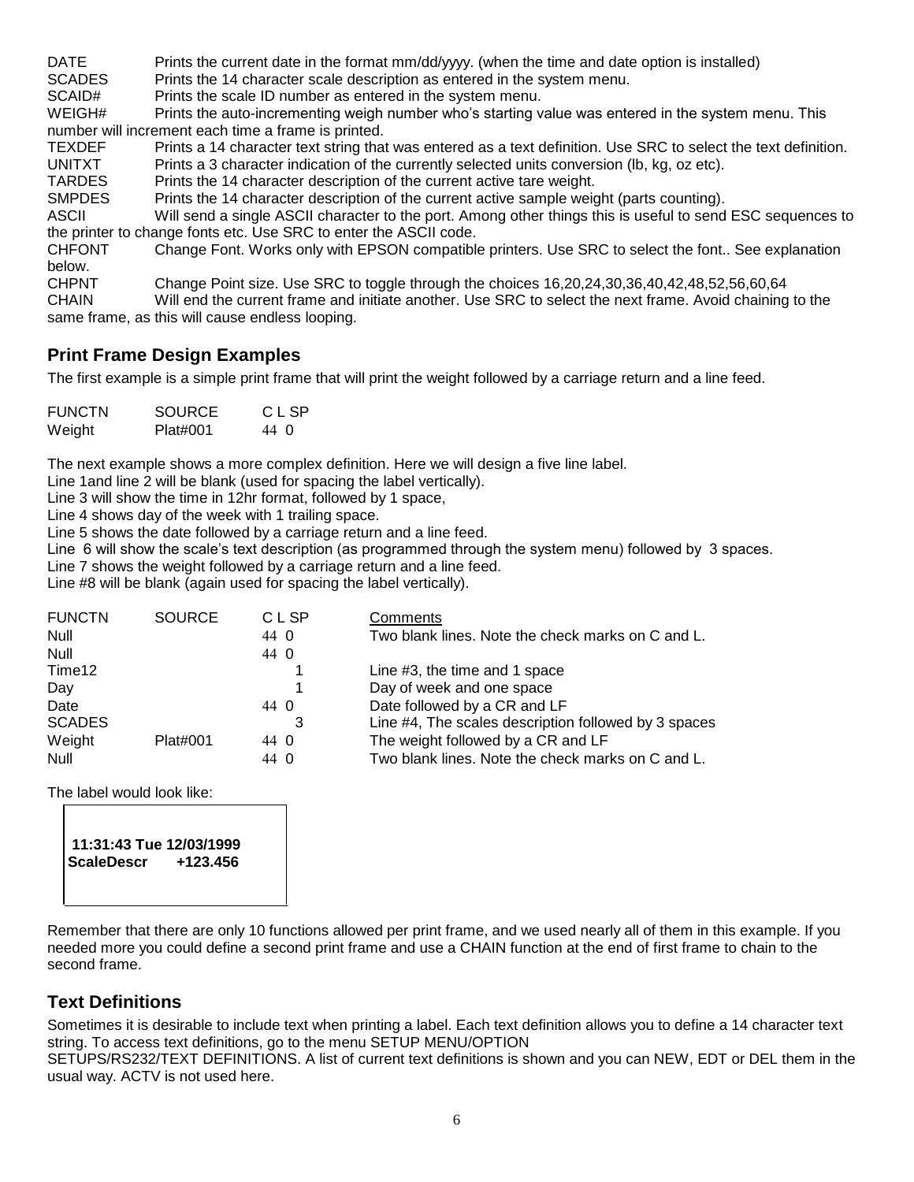DATE Prints the current date in the format mm/dd/yyyy. (when the time and date option is installed)
SCADES Prints the 14 character scale description as entered in the system menu.
SCAID# Prints the scale ID number as entered in the system menu.
WEIGH# Prints the auto-incrementing weigh number who's starting value was entered in the system menu. This number will increment each time a frame is printed.
TEXDEF Prints a 14 character text string that was entered as a text definition. Use SRC to select the text definition.
UNITXT Prints a 3 character indication of the currently selected units conversion (lb, kg, oz etc).
TARDES Prints the 14 character description of the current active tare weight.
SMPDES Prints the 14 character description of the current active sample weight (parts counting).
ASCII Will send a single ASCII character to the port. Among other things this is useful to send ESC sequences to the printer to change fonts etc. Use SRC to enter the ASCII code.
CHFONT Change Font. Works only with EPSON compatible printers. Use SRC to select the font.. See explanation below.
CHPNT Change Point size. Use SRC to toggle through the choices 16,20,24,30,36,40,42,48,52,56,60,64
CHAIN Will end the current frame and initiate another. Use SRC to select the next frame. Avoid chaining to the same frame, as this will cause endless looping.

## Print Frame Design Examples

The first example is a simple print frame that will print the weight followed by a carriage return and a line feed.

| FUNCTN | SOURCE | C L SP |
|---|---|---|
| Weight | Plat#001 | 44 0 |

The next example shows a more complex definition. Here we will design a five line label.
Line 1and line 2 will be blank (used for spacing the label vertically).
Line 3 will show the time in 12hr format, followed by 1 space,
Line 4 shows day of the week with 1 trailing space.
Line 5 shows the date followed by a carriage return and a line feed.
Line 6 will show the scale's text description (as programmed through the system menu) followed by 3 spaces.
Line 7 shows the weight followed by a carriage return and a line feed.
Line #8 will be blank (again used for spacing the label vertically).

| FUNCTN | SOURCE | C L SP | Comments |
|---|---|---|---|
| Null | | 44 0 | Two blank lines. Note the check marks on C and L. |
| Null | | 44 0 | |
| Time12 | | 1 | Line #3, the time and 1 space |
| Day | | 1 | Day of week and one space |
| Date | | 44 0 | Date followed by a CR and LF |
| SCADES | | 3 | Line #4, The scales description followed by 3 spaces |
| Weight | Plat#001 | 44 0 | The weight followed by a CR and LF |
| Null | | 44 0 | Two blank lines. Note the check marks on C and L. |

The label would look like:

```
11:31:43 Tue 12/03/1999
ScaleDescr     +123.456
```

Remember that there are only 10 functions allowed per print frame, and we used nearly all of them in this example. If you needed more you could define a second print frame and use a CHAIN function at the end of first frame to chain to the second frame.

## Text Definitions

Sometimes it is desirable to include text when printing a label. Each text definition allows you to define a 14 character text string. To access text definitions, go to the menu SETUP MENU/OPTION SETUPS/RS232/TEXT DEFINITIONS. A list of current text definitions is shown and you can NEW, EDT or DEL them in the usual way. ACTV is not used here.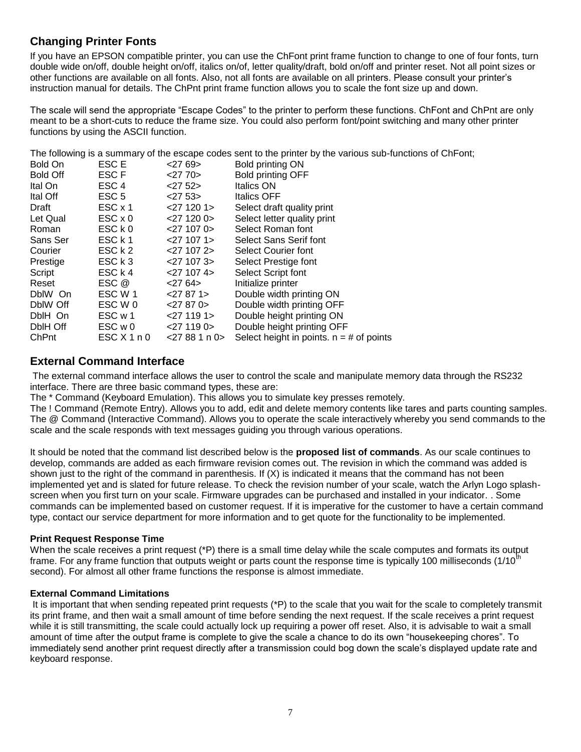## Changing Printer Fonts

If you have an EPSON compatible printer, you can use the ChFont print frame function to change to one of four fonts, turn double wide on/off, double height on/off, italics on/of, letter quality/draft, bold on/off and printer reset. Not all point sizes or other functions are available on all fonts. Also, not all fonts are available on all printers. Please consult your printer's instruction manual for details. The ChPnt print frame function allows you to scale the font size up and down.

The scale will send the appropriate "Escape Codes" to the printer to perform these functions. ChFont and ChPnt are only meant to be a short-cuts to reduce the frame size. You could also perform font/point switching and many other printer functions by using the ASCII function.

The following is a summary of the escape codes sent to the printer by the various sub-functions of ChFont;

| | | | |
|---|---|---|---|
| Bold On | ESC E | <27 69> | Bold printing ON |
| Bold Off | ESC F | <27 70> | Bold printing OFF |
| Ital On | ESC 4 | <27 52> | Italics ON |
| Ital Off | ESC 5 | <27 53> | Italics OFF |
| Draft | ESC x 1 | <27 120 1> | Select draft quality print |
| Let Qual | ESC x 0 | <27 120 0> | Select letter quality print |
| Roman | ESC k 0 | <27 107 0> | Select Roman font |
| Sans Ser | ESC k 1 | <27 107 1> | Select Sans Serif font |
| Courier | ESC k 2 | <27 107 2> | Select Courier font |
| Prestige | ESC k 3 | <27 107 3> | Select Prestige font |
| Script | ESC k 4 | <27 107 4> | Select Script font |
| Reset | ESC @ | <27 64> | Initialize printer |
| DblW On | ESC W 1 | <27 87 1> | Double width printing ON |
| DblW Off | ESC W 0 | <27 87 0> | Double width printing OFF |
| DblH On | ESC w 1 | <27 119 1> | Double height printing ON |
| DblH Off | ESC w 0 | <27 119 0> | Double height printing OFF |
| ChPnt | ESC X 1 n 0 | <27 88 1 n 0> | Select height in points. n = # of points |

## External Command Interface

The external command interface allows the user to control the scale and manipulate memory data through the RS232 interface. There are three basic command types, these are:
The * Command (Keyboard Emulation). This allows you to simulate key presses remotely.
The ! Command (Remote Entry). Allows you to add, edit and delete memory contents like tares and parts counting samples.
The @ Command (Interactive Command). Allows you to operate the scale interactively whereby you send commands to the scale and the scale responds with text messages guiding you through various operations.

It should be noted that the command list described below is the **proposed list of commands**. As our scale continues to develop, commands are added as each firmware revision comes out. The revision in which the command was added is shown just to the right of the command in parenthesis. If (X) is indicated it means that the command has not been implemented yet and is slated for future release. To check the revision number of your scale, watch the Arlyn Logo splash-screen when you first turn on your scale. Firmware upgrades can be purchased and installed in your indicator. . Some commands can be implemented based on customer request. If it is imperative for the customer to have a certain command type, contact our service department for more information and to get quote for the functionality to be implemented.

#### Print Request Response Time

When the scale receives a print request (*P) there is a small time delay while the scale computes and formats its output frame. For any frame function that outputs weight or parts count the response time is typically 100 milliseconds (1/10th second). For almost all other frame functions the response is almost immediate.

#### External Command Limitations

It is important that when sending repeated print requests (*P) to the scale that you wait for the scale to completely transmit its print frame, and then wait a small amount of time before sending the next request. If the scale receives a print request while it is still transmitting, the scale could actually lock up requiring a power off reset. Also, it is advisable to wait a small amount of time after the output frame is complete to give the scale a chance to do its own "housekeeping chores". To immediately send another print request directly after a transmission could bog down the scale's displayed update rate and keyboard response.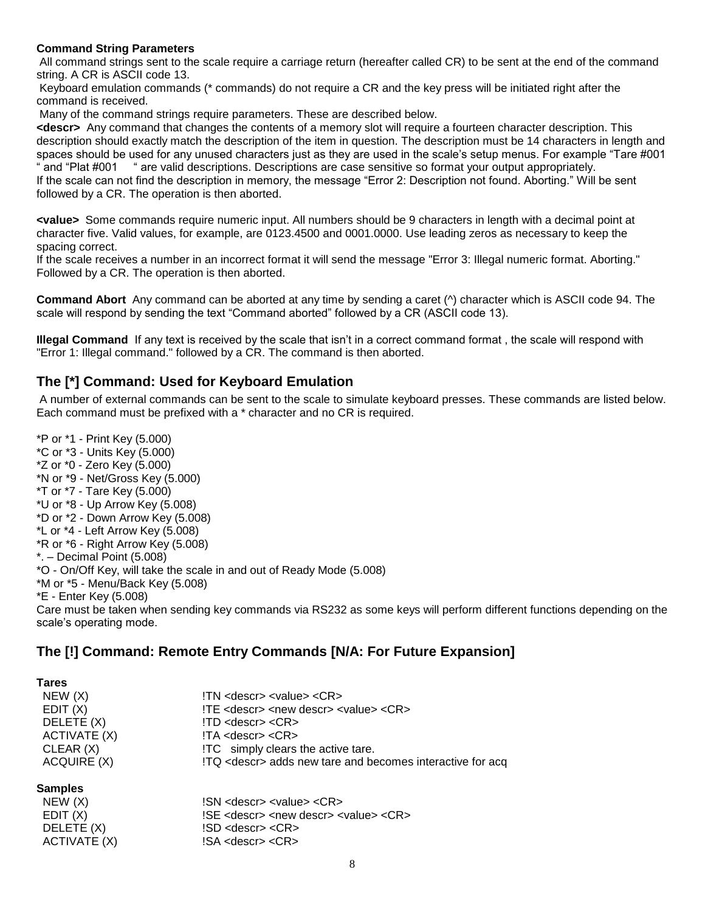**Command String Parameters**

All command strings sent to the scale require a carriage return (hereafter called CR) to be sent at the end of the command string. A CR is ASCII code 13.

Keyboard emulation commands (* commands) do not require a CR and the key press will be initiated right after the command is received.

Many of the command strings require parameters. These are described below.

**<descr>** Any command that changes the contents of a memory slot will require a fourteen character description. This description should exactly match the description of the item in question. The description must be 14 characters in length and spaces should be used for any unused characters just as they are used in the scale's setup menus. For example "Tare #001 " and "Plat #001 " are valid descriptions. Descriptions are case sensitive so format your output appropriately.

If the scale can not find the description in memory, the message "Error 2: Description not found. Aborting." Will be sent followed by a CR. The operation is then aborted.

**<value>** Some commands require numeric input. All numbers should be 9 characters in length with a decimal point at character five. Valid values, for example, are 0123.4500 and 0001.0000. Use leading zeros as necessary to keep the spacing correct.

If the scale receives a number in an incorrect format it will send the message "Error 3: Illegal numeric format. Aborting." Followed by a CR. The operation is then aborted.

**Command Abort** Any command can be aborted at any time by sending a caret (^) character which is ASCII code 94. The scale will respond by sending the text "Command aborted" followed by a CR (ASCII code 13).

**Illegal Command** If any text is received by the scale that isn't in a correct command format , the scale will respond with "Error 1: Illegal command." followed by a CR. The command is then aborted.

## The [*] Command: Used for Keyboard Emulation

A number of external commands can be sent to the scale to simulate keyboard presses. These commands are listed below. Each command must be prefixed with a * character and no CR is required.

*P or *1 - Print Key (5.000)
*C or *3 - Units Key (5.000)
*Z or *0 - Zero Key (5.000)
*N or *9 - Net/Gross Key (5.000)
*T or *7 - Tare Key (5.000)
*U or *8 - Up Arrow Key (5.008)
*D or *2 - Down Arrow Key (5.008)
*L or *4 - Left Arrow Key (5.008)
*R or *6 - Right Arrow Key (5.008)
*. – Decimal Point (5.008)
*O - On/Off Key, will take the scale in and out of Ready Mode (5.008)
*M or *5 - Menu/Back Key (5.008)
*E - Enter Key (5.008)

Care must be taken when sending key commands via RS232 as some keys will perform different functions depending on the scale's operating mode.

## The [!] Command: Remote Entry Commands [N/A: For Future Expansion]

**Tares**

| | |
|---|---|
| NEW (X) | !TN <descr> <value> <CR> |
| EDIT (X) | !TE <descr> <new descr> <value> <CR> |
| DELETE (X) | !TD <descr> <CR> |
| ACTIVATE (X) | !TA <descr> <CR> |
| CLEAR (X) | !TC simply clears the active tare. |
| ACQUIRE (X) | !TQ <descr> adds new tare and becomes interactive for acq |

**Samples**

| | |
|---|---|
| NEW (X) | !SN <descr> <value> <CR> |
| EDIT (X) | !SE <descr> <new descr> <value> <CR> |
| DELETE (X) | !SD <descr> <CR> |
| ACTIVATE (X) | !SA <descr> <CR> |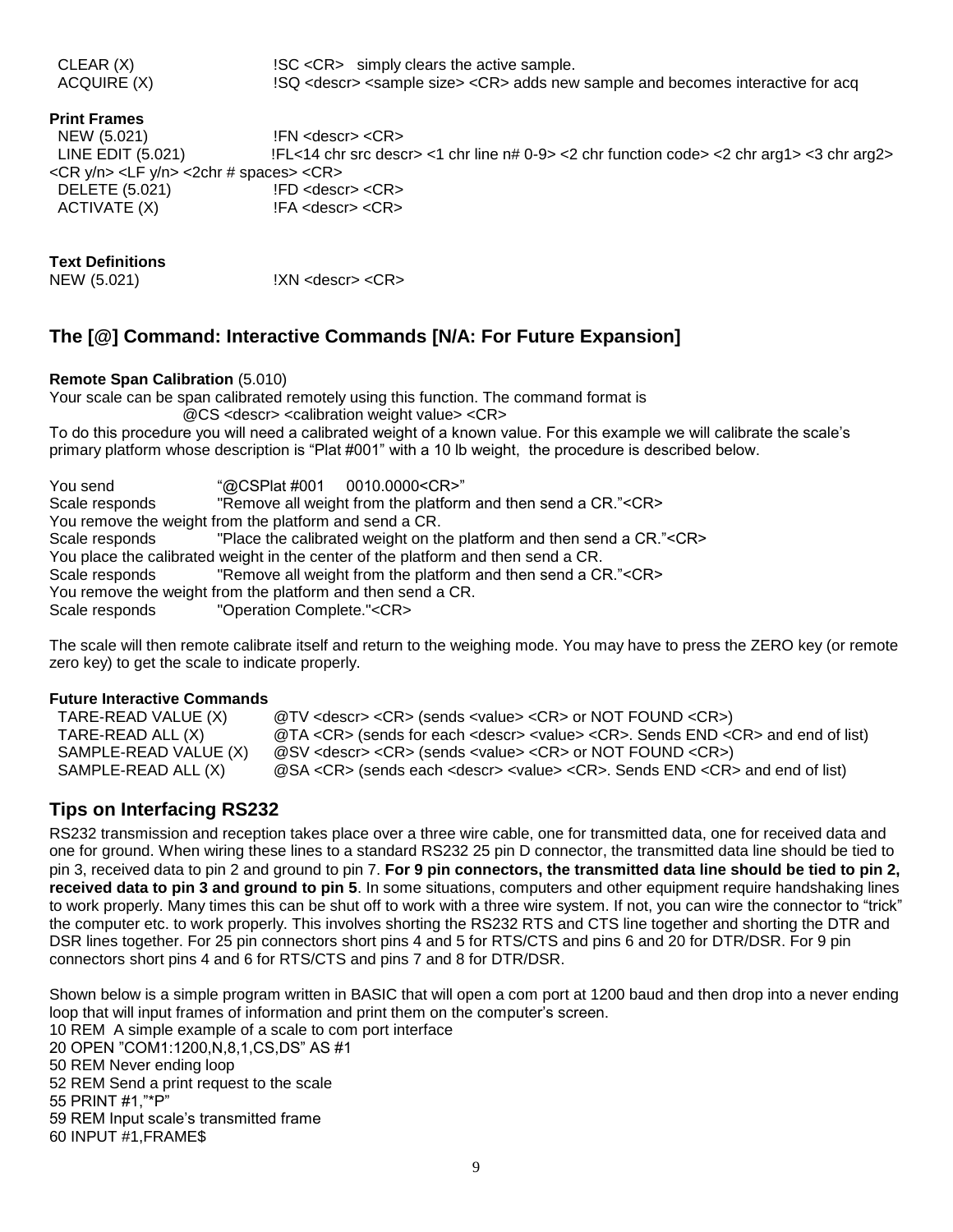CLEAR (X) !SC <CR> simply clears the active sample.
ACQUIRE (X) !SQ <descr> <sample size> <CR> adds new sample and becomes interactive for acq

**Print Frames**

NEW (5.021) !FN <descr> <CR>
LINE EDIT (5.021) !FL<14 chr src descr> <1 chr line n# 0-9> <2 chr function code> <2 chr arg1> <3 chr arg2> <CR y/n> <LF y/n> <2chr # spaces> <CR>
DELETE (5.021) !FD <descr> <CR>
ACTIVATE (X) !FA <descr> <CR>

**Text Definitions**

NEW (5.021) !XN <descr> <CR>

## The [@] Command: Interactive Commands [N/A: For Future Expansion]

**Remote Span Calibration** (5.010)

Your scale can be span calibrated remotely using this function. The command format is

@CS <descr> <calibration weight value> <CR>

To do this procedure you will need a calibrated weight of a known value. For this example we will calibrate the scale's primary platform whose description is "Plat #001" with a 10 lb weight, the procedure is described below.

You send "@CSPlat #001 0010.0000<CR>"
Scale responds "Remove all weight from the platform and then send a CR."<CR>
You remove the weight from the platform and send a CR.
Scale responds "Place the calibrated weight on the platform and then send a CR."<CR>
You place the calibrated weight in the center of the platform and then send a CR.
Scale responds "Remove all weight from the platform and then send a CR."<CR>
You remove the weight from the platform and then send a CR.
Scale responds "Operation Complete."<CR>

The scale will then remote calibrate itself and return to the weighing mode. You may have to press the ZERO key (or remote zero key) to get the scale to indicate properly.

**Future Interactive Commands**

TARE-READ VALUE (X) @TV <descr> <CR> (sends <value> <CR> or NOT FOUND <CR>)
TARE-READ ALL (X) @TA <CR> (sends for each <descr> <value> <CR>. Sends END <CR> and end of list)
SAMPLE-READ VALUE (X) @SV <descr> <CR> (sends <value> <CR> or NOT FOUND <CR>)
SAMPLE-READ ALL (X) @SA <CR> (sends each <descr> <value> <CR>. Sends END <CR> and end of list)

## Tips on Interfacing RS232

RS232 transmission and reception takes place over a three wire cable, one for transmitted data, one for received data and one for ground. When wiring these lines to a standard RS232 25 pin D connector, the transmitted data line should be tied to pin 3, received data to pin 2 and ground to pin 7. **For 9 pin connectors, the transmitted data line should be tied to pin 2, received data to pin 3 and ground to pin 5**. In some situations, computers and other equipment require handshaking lines to work properly. Many times this can be shut off to work with a three wire system. If not, you can wire the connector to "trick" the computer etc. to work properly. This involves shorting the RS232 RTS and CTS line together and shorting the DTR and DSR lines together. For 25 pin connectors short pins 4 and 5 for RTS/CTS and pins 6 and 20 for DTR/DSR. For 9 pin connectors short pins 4 and 6 for RTS/CTS and pins 7 and 8 for DTR/DSR.

Shown below is a simple program written in BASIC that will open a com port at 1200 baud and then drop into a never ending loop that will input frames of information and print them on the computer's screen.

```
10 REM  A simple example of a scale to com port interface
20 OPEN "COM1:1200,N,8,1,CS,DS" AS #1
50 REM Never ending loop
52 REM Send a print request to the scale
55 PRINT #1,"*P"
59 REM Input scale's transmitted frame
60 INPUT #1,FRAME$
```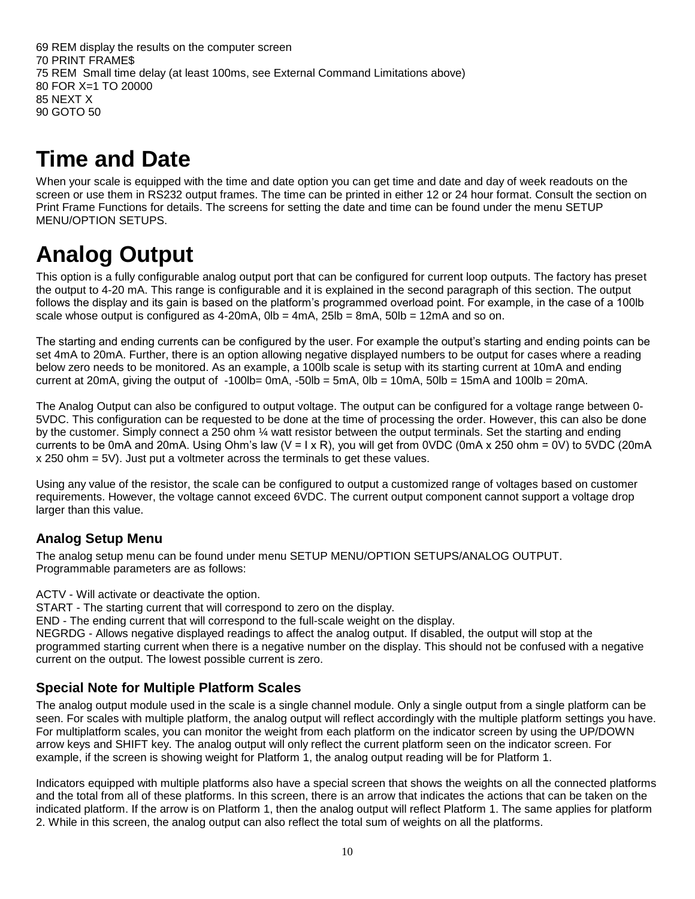```
69 REM display the results on the computer screen
70 PRINT FRAME$
75 REM  Small time delay (at least 100ms, see External Command Limitations above)
80 FOR X=1 TO 20000
85 NEXT X
90 GOTO 50
```

# Time and Date

When your scale is equipped with the time and date option you can get time and date and day of week readouts on the screen or use them in RS232 output frames. The time can be printed in either 12 or 24 hour format. Consult the section on Print Frame Functions for details. The screens for setting the date and time can be found under the menu SETUP MENU/OPTION SETUPS.

# Analog Output

This option is a fully configurable analog output port that can be configured for current loop outputs. The factory has preset the output to 4-20 mA. This range is configurable and it is explained in the second paragraph of this section. The output follows the display and its gain is based on the platform's programmed overload point. For example, in the case of a 100lb scale whose output is configured as 4-20mA, 0lb = 4mA, 25lb = 8mA, 50lb = 12mA and so on.

The starting and ending currents can be configured by the user. For example the output's starting and ending points can be set 4mA to 20mA. Further, there is an option allowing negative displayed numbers to be output for cases where a reading below zero needs to be monitored. As an example, a 100lb scale is setup with its starting current at 10mA and ending current at 20mA, giving the output of -100lb= 0mA, -50lb = 5mA, 0lb = 10mA, 50lb = 15mA and 100lb = 20mA.

The Analog Output can also be configured to output voltage. The output can be configured for a voltage range between 0-5VDC. This configuration can be requested to be done at the time of processing the order. However, this can also be done by the customer. Simply connect a 250 ohm ¼ watt resistor between the output terminals. Set the starting and ending currents to be 0mA and 20mA. Using Ohm's law (V = I x R), you will get from 0VDC (0mA x 250 ohm = 0V) to 5VDC (20mA x 250 ohm = 5V). Just put a voltmeter across the terminals to get these values.

Using any value of the resistor, the scale can be configured to output a customized range of voltages based on customer requirements. However, the voltage cannot exceed 6VDC. The current output component cannot support a voltage drop larger than this value.

## Analog Setup Menu

The analog setup menu can be found under menu SETUP MENU/OPTION SETUPS/ANALOG OUTPUT.
Programmable parameters are as follows:

ACTV - Will activate or deactivate the option.
START - The starting current that will correspond to zero on the display.
END - The ending current that will correspond to the full-scale weight on the display.
NEGRDG - Allows negative displayed readings to affect the analog output. If disabled, the output will stop at the programmed starting current when there is a negative number on the display. This should not be confused with a negative current on the output. The lowest possible current is zero.

## Special Note for Multiple Platform Scales

The analog output module used in the scale is a single channel module. Only a single output from a single platform can be seen. For scales with multiple platform, the analog output will reflect accordingly with the multiple platform settings you have. For multiplatform scales, you can monitor the weight from each platform on the indicator screen by using the UP/DOWN arrow keys and SHIFT key. The analog output will only reflect the current platform seen on the indicator screen. For example, if the screen is showing weight for Platform 1, the analog output reading will be for Platform 1.

Indicators equipped with multiple platforms also have a special screen that shows the weights on all the connected platforms and the total from all of these platforms. In this screen, there is an arrow that indicates the actions that can be taken on the indicated platform. If the arrow is on Platform 1, then the analog output will reflect Platform 1. The same applies for platform 2. While in this screen, the analog output can also reflect the total sum of weights on all the platforms.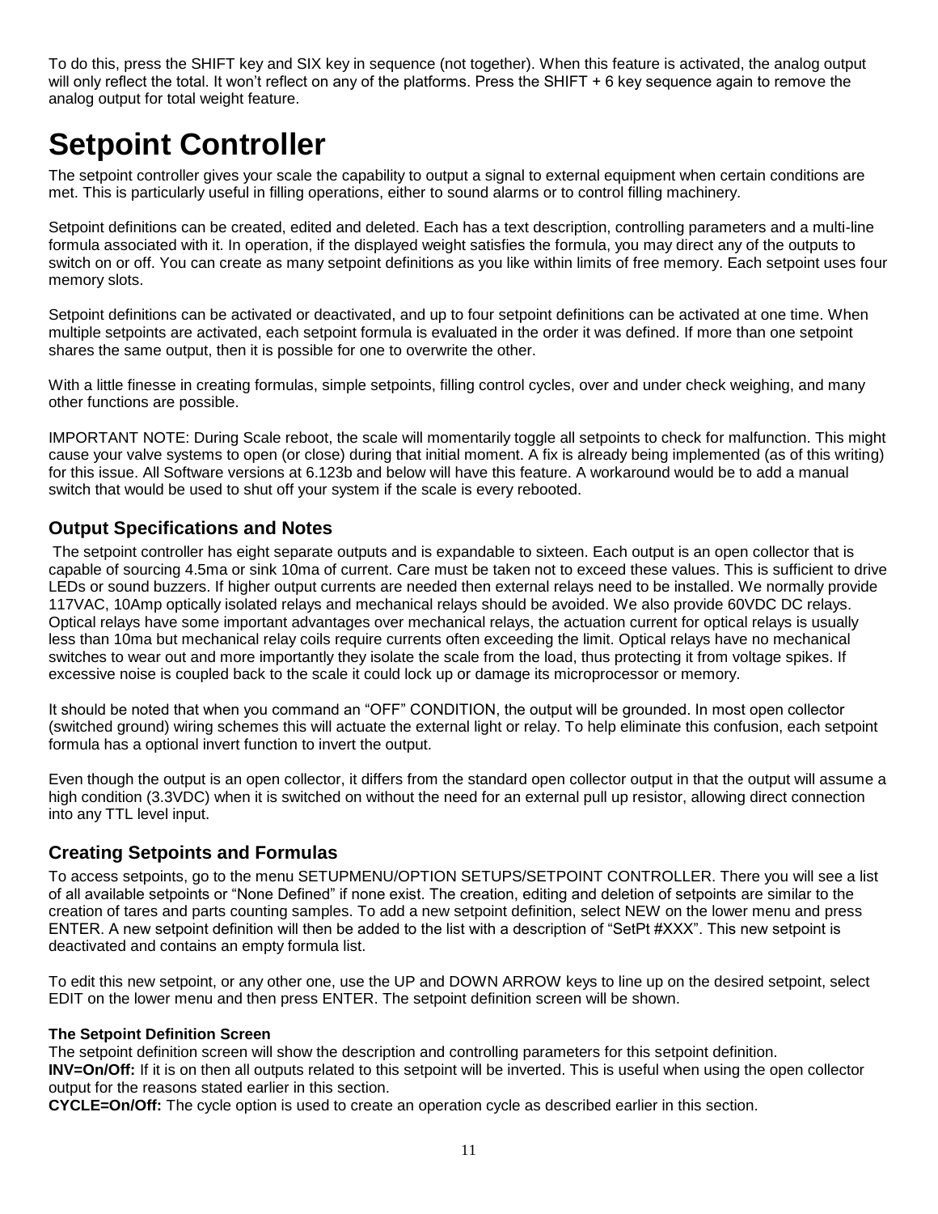To do this, press the SHIFT key and SIX key in sequence (not together). When this feature is activated, the analog output will only reflect the total. It won't reflect on any of the platforms. Press the SHIFT + 6 key sequence again to remove the analog output for total weight feature.

# Setpoint Controller

The setpoint controller gives your scale the capability to output a signal to external equipment when certain conditions are met. This is particularly useful in filling operations, either to sound alarms or to control filling machinery.

Setpoint definitions can be created, edited and deleted. Each has a text description, controlling parameters and a multi-line formula associated with it. In operation, if the displayed weight satisfies the formula, you may direct any of the outputs to switch on or off. You can create as many setpoint definitions as you like within limits of free memory. Each setpoint uses four memory slots.

Setpoint definitions can be activated or deactivated, and up to four setpoint definitions can be activated at one time. When multiple setpoints are activated, each setpoint formula is evaluated in the order it was defined. If more than one setpoint shares the same output, then it is possible for one to overwrite the other.

With a little finesse in creating formulas, simple setpoints, filling control cycles, over and under check weighing, and many other functions are possible.

IMPORTANT NOTE: During Scale reboot, the scale will momentarily toggle all setpoints to check for malfunction. This might cause your valve systems to open (or close) during that initial moment. A fix is already being implemented (as of this writing) for this issue. All Software versions at 6.123b and below will have this feature. A workaround would be to add a manual switch that would be used to shut off your system if the scale is every rebooted.

## Output Specifications and Notes

The setpoint controller has eight separate outputs and is expandable to sixteen. Each output is an open collector that is capable of sourcing 4.5ma or sink 10ma of current. Care must be taken not to exceed these values. This is sufficient to drive LEDs or sound buzzers. If higher output currents are needed then external relays need to be installed. We normally provide 117VAC, 10Amp optically isolated relays and mechanical relays should be avoided. We also provide 60VDC DC relays. Optical relays have some important advantages over mechanical relays, the actuation current for optical relays is usually less than 10ma but mechanical relay coils require currents often exceeding the limit. Optical relays have no mechanical switches to wear out and more importantly they isolate the scale from the load, thus protecting it from voltage spikes. If excessive noise is coupled back to the scale it could lock up or damage its microprocessor or memory.

It should be noted that when you command an "OFF" CONDITION, the output will be grounded. In most open collector (switched ground) wiring schemes this will actuate the external light or relay. To help eliminate this confusion, each setpoint formula has a optional invert function to invert the output.

Even though the output is an open collector, it differs from the standard open collector output in that the output will assume a high condition (3.3VDC) when it is switched on without the need for an external pull up resistor, allowing direct connection into any TTL level input.

## Creating Setpoints and Formulas

To access setpoints, go to the menu SETUPMENU/OPTION SETUPS/SETPOINT CONTROLLER. There you will see a list of all available setpoints or "None Defined" if none exist. The creation, editing and deletion of setpoints are similar to the creation of tares and parts counting samples. To add a new setpoint definition, select NEW on the lower menu and press ENTER. A new setpoint definition will then be added to the list with a description of "SetPt #XXX". This new setpoint is deactivated and contains an empty formula list.

To edit this new setpoint, or any other one, use the UP and DOWN ARROW keys to line up on the desired setpoint, select EDIT on the lower menu and then press ENTER. The setpoint definition screen will be shown.

#### The Setpoint Definition Screen

The setpoint definition screen will show the description and controlling parameters for this setpoint definition.

**INV=On/Off:** If it is on then all outputs related to this setpoint will be inverted. This is useful when using the open collector output for the reasons stated earlier in this section.

**CYCLE=On/Off:** The cycle option is used to create an operation cycle as described earlier in this section.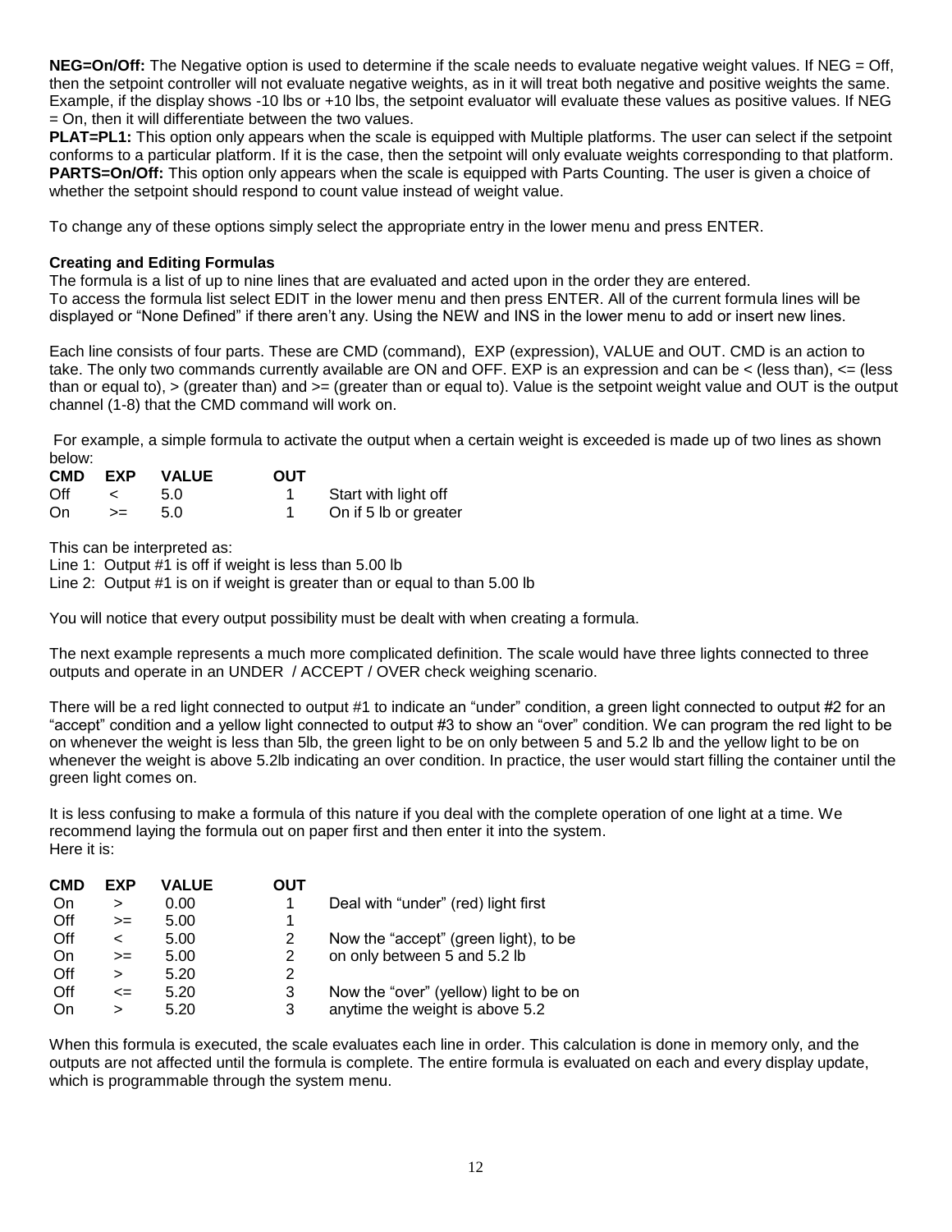**NEG=On/Off:** The Negative option is used to determine if the scale needs to evaluate negative weight values. If NEG = Off, then the setpoint controller will not evaluate negative weights, as in it will treat both negative and positive weights the same. Example, if the display shows -10 lbs or +10 lbs, the setpoint evaluator will evaluate these values as positive values. If NEG = On, then it will differentiate between the two values.

**PLAT=PL1:** This option only appears when the scale is equipped with Multiple platforms. The user can select if the setpoint conforms to a particular platform. If it is the case, then the setpoint will only evaluate weights corresponding to that platform.

**PARTS=On/Off:** This option only appears when the scale is equipped with Parts Counting. The user is given a choice of whether the setpoint should respond to count value instead of weight value.

To change any of these options simply select the appropriate entry in the lower menu and press ENTER.

**Creating and Editing Formulas**

The formula is a list of up to nine lines that are evaluated and acted upon in the order they are entered.
To access the formula list select EDIT in the lower menu and then press ENTER. All of the current formula lines will be displayed or "None Defined" if there aren't any. Using the NEW and INS in the lower menu to add or insert new lines.

Each line consists of four parts. These are CMD (command), EXP (expression), VALUE and OUT. CMD is an action to take. The only two commands currently available are ON and OFF. EXP is an expression and can be < (less than), <= (less than or equal to), > (greater than) and >= (greater than or equal to). Value is the setpoint weight value and OUT is the output channel (1-8) that the CMD command will work on.

For example, a simple formula to activate the output when a certain weight is exceeded is made up of two lines as shown below:

| CMD | EXP | VALUE | OUT | |
|---|---|---|---|---|
| Off | < | 5.0 | 1 | Start with light off |
| On | >= | 5.0 | 1 | On if 5 lb or greater |

This can be interpreted as:
Line 1: Output #1 is off if weight is less than 5.00 lb
Line 2: Output #1 is on if weight is greater than or equal to than 5.00 lb

You will notice that every output possibility must be dealt with when creating a formula.

The next example represents a much more complicated definition. The scale would have three lights connected to three outputs and operate in an UNDER / ACCEPT / OVER check weighing scenario.

There will be a red light connected to output #1 to indicate an "under" condition, a green light connected to output #2 for an "accept" condition and a yellow light connected to output #3 to show an "over" condition. We can program the red light to be on whenever the weight is less than 5lb, the green light to be on only between 5 and 5.2 lb and the yellow light to be on whenever the weight is above 5.2lb indicating an over condition. In practice, the user would start filling the container until the green light comes on.

It is less confusing to make a formula of this nature if you deal with the complete operation of one light at a time. We recommend laying the formula out on paper first and then enter it into the system.
Here it is:

| CMD | EXP | VALUE | OUT | |
|---|---|---|---|---|
| On | > | 0.00 | 1 | Deal with "under" (red) light first |
| Off | >= | 5.00 | 1 | |
| Off | < | 5.00 | 2 | Now the "accept" (green light), to be |
| On | >= | 5.00 | 2 | on only between 5 and 5.2 lb |
| Off | > | 5.20 | 2 | |
| Off | <= | 5.20 | 3 | Now the "over" (yellow) light to be on |
| On | > | 5.20 | 3 | anytime the weight is above 5.2 |

When this formula is executed, the scale evaluates each line in order. This calculation is done in memory only, and the outputs are not affected until the formula is complete. The entire formula is evaluated on each and every display update, which is programmable through the system menu.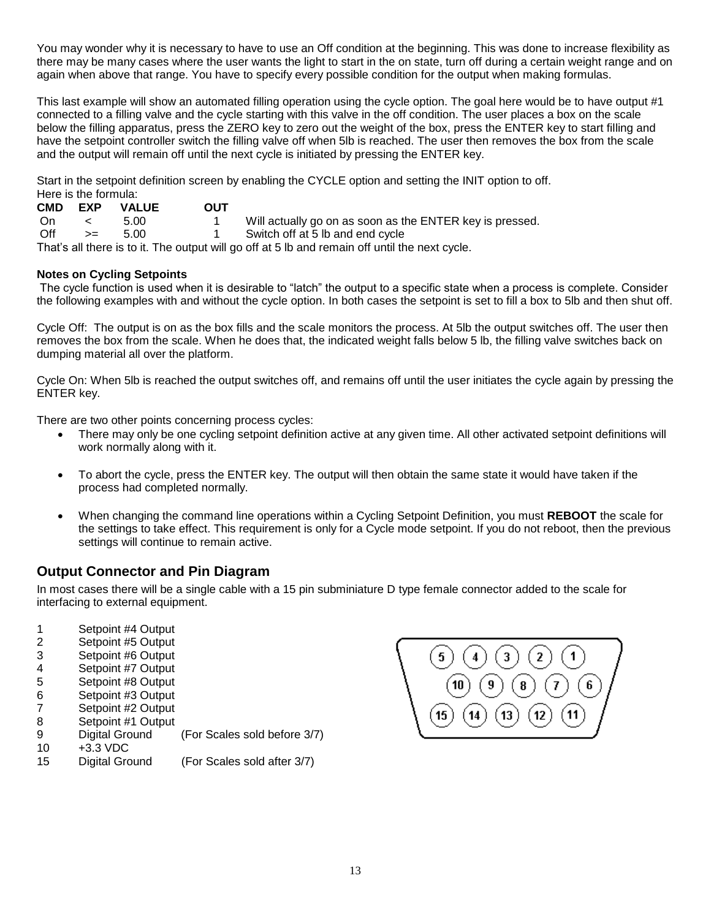You may wonder why it is necessary to have to use an Off condition at the beginning. This was done to increase flexibility as there may be many cases where the user wants the light to start in the on state, turn off during a certain weight range and on again when above that range. You have to specify every possible condition for the output when making formulas.

This last example will show an automated filling operation using the cycle option. The goal here would be to have output #1 connected to a filling valve and the cycle starting with this valve in the off condition. The user places a box on the scale below the filling apparatus, press the ZERO key to zero out the weight of the box, press the ENTER key to start filling and have the setpoint controller switch the filling valve off when 5lb is reached. The user then removes the box from the scale and the output will remain off until the next cycle is initiated by pressing the ENTER key.

Start in the setpoint definition screen by enabling the CYCLE option and setting the INIT option to off.
Here is the formula:

| CMD | EXP | VALUE | OUT | |
|---|---|---|---|---|
| On | < | 5.00 | 1 | Will actually go on as soon as the ENTER key is pressed. |
| Off | >= | 5.00 | 1 | Switch off at 5 lb and end cycle |

That's all there is to it. The output will go off at 5 lb and remain off until the next cycle.

**Notes on Cycling Setpoints**

The cycle function is used when it is desirable to "latch" the output to a specific state when a process is complete. Consider the following examples with and without the cycle option. In both cases the setpoint is set to fill a box to 5lb and then shut off.

Cycle Off: The output is on as the box fills and the scale monitors the process. At 5lb the output switches off. The user then removes the box from the scale. When he does that, the indicated weight falls below 5 lb, the filling valve switches back on dumping material all over the platform.

Cycle On: When 5lb is reached the output switches off, and remains off until the user initiates the cycle again by pressing the ENTER key.

There are two other points concerning process cycles:

- There may only be one cycling setpoint definition active at any given time. All other activated setpoint definitions will work normally along with it.
- To abort the cycle, press the ENTER key. The output will then obtain the same state it would have taken if the process had completed normally.
- When changing the command line operations within a Cycling Setpoint Definition, you must **REBOOT** the scale for the settings to take effect. This requirement is only for a Cycle mode setpoint. If you do not reboot, then the previous settings will continue to remain active.

## Output Connector and Pin Diagram

In most cases there will be a single cable with a 15 pin subminiature D type female connector added to the scale for interfacing to external equipment.

| | | |
|---|---|---|
| 1 | Setpoint #4 Output | |
| 2 | Setpoint #5 Output | |
| 3 | Setpoint #6 Output | |
| 4 | Setpoint #7 Output | |
| 5 | Setpoint #8 Output | |
| 6 | Setpoint #3 Output | |
| 7 | Setpoint #2 Output | |
| 8 | Setpoint #1 Output | |
| 9 | Digital Ground | (For Scales sold before 3/7) |
| 10 | +3.3 VDC | |
| 15 | Digital Ground | (For Scales sold after 3/7) |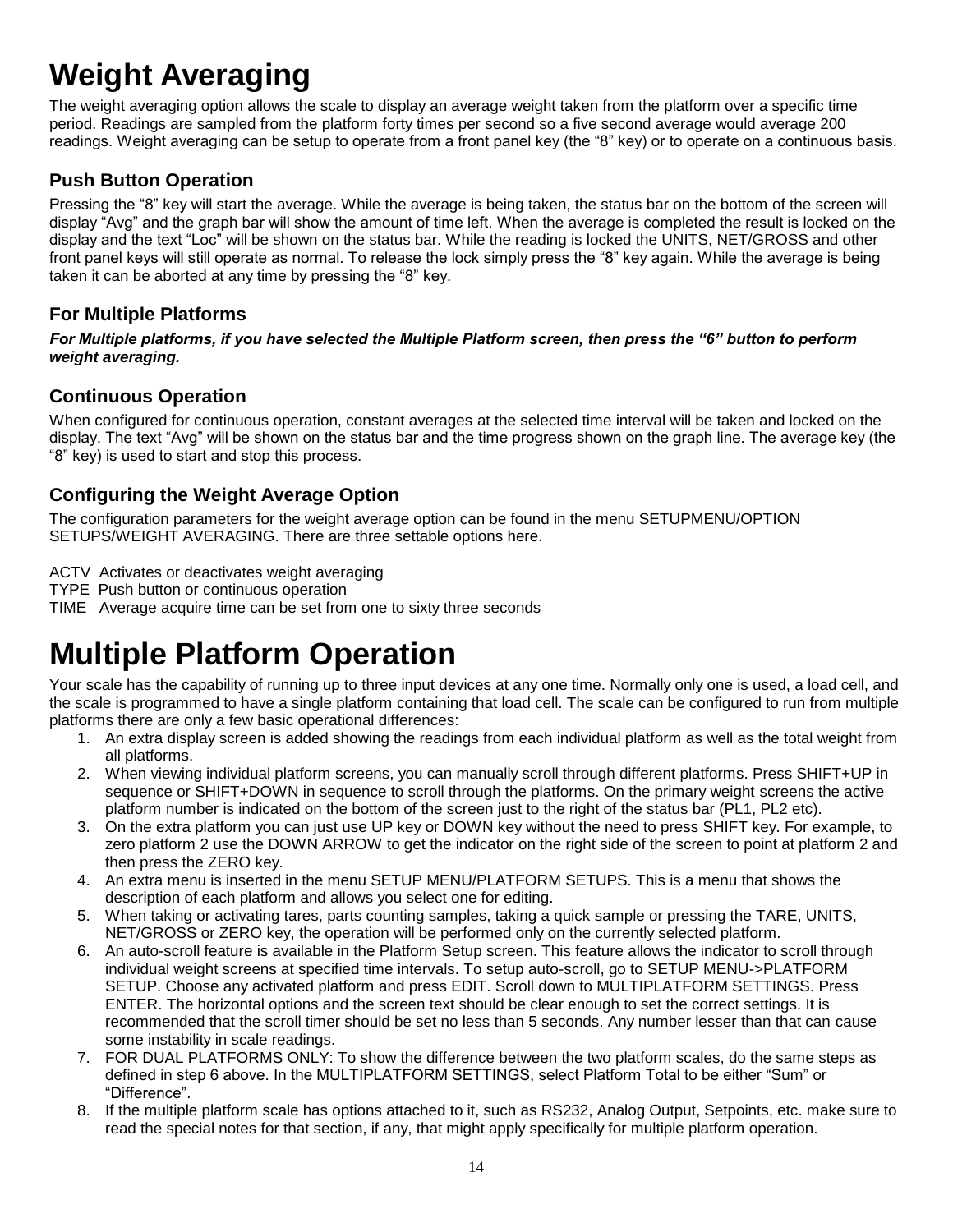# Weight Averaging

The weight averaging option allows the scale to display an average weight taken from the platform over a specific time period. Readings are sampled from the platform forty times per second so a five second average would average 200 readings. Weight averaging can be setup to operate from a front panel key (the “8” key) or to operate on a continuous basis.

## Push Button Operation

Pressing the “8” key will start the average. While the average is being taken, the status bar on the bottom of the screen will display “Avg” and the graph bar will show the amount of time left. When the average is completed the result is locked on the display and the text “Loc” will be shown on the status bar. While the reading is locked the UNITS, NET/GROSS and other front panel keys will still operate as normal. To release the lock simply press the “8” key again. While the average is being taken it can be aborted at any time by pressing the “8” key.

## For Multiple Platforms

***For Multiple platforms, if you have selected the Multiple Platform screen, then press the “6” button to perform weight averaging.***

## Continuous Operation

When configured for continuous operation, constant averages at the selected time interval will be taken and locked on the display. The text “Avg” will be shown on the status bar and the time progress shown on the graph line. The average key (the “8” key) is used to start and stop this process.

## Configuring the Weight Average Option

The configuration parameters for the weight average option can be found in the menu SETUPMENU/OPTION SETUPS/WEIGHT AVERAGING. There are three settable options here.

ACTV Activates or deactivates weight averaging
TYPE Push button or continuous operation
TIME Average acquire time can be set from one to sixty three seconds

# Multiple Platform Operation

Your scale has the capability of running up to three input devices at any one time. Normally only one is used, a load cell, and the scale is programmed to have a single platform containing that load cell. The scale can be configured to run from multiple platforms there are only a few basic operational differences:

1. An extra display screen is added showing the readings from each individual platform as well as the total weight from all platforms.
2. When viewing individual platform screens, you can manually scroll through different platforms. Press SHIFT+UP in sequence or SHIFT+DOWN in sequence to scroll through the platforms. On the primary weight screens the active platform number is indicated on the bottom of the screen just to the right of the status bar (PL1, PL2 etc).
3. On the extra platform you can just use UP key or DOWN key without the need to press SHIFT key. For example, to zero platform 2 use the DOWN ARROW to get the indicator on the right side of the screen to point at platform 2 and then press the ZERO key.
4. An extra menu is inserted in the menu SETUP MENU/PLATFORM SETUPS. This is a menu that shows the description of each platform and allows you select one for editing.
5. When taking or activating tares, parts counting samples, taking a quick sample or pressing the TARE, UNITS, NET/GROSS or ZERO key, the operation will be performed only on the currently selected platform.
6. An auto-scroll feature is available in the Platform Setup screen. This feature allows the indicator to scroll through individual weight screens at specified time intervals. To setup auto-scroll, go to SETUP MENU->PLATFORM SETUP. Choose any activated platform and press EDIT. Scroll down to MULTIPLATFORM SETTINGS. Press ENTER. The horizontal options and the screen text should be clear enough to set the correct settings. It is recommended that the scroll timer should be set no less than 5 seconds. Any number lesser than that can cause some instability in scale readings.
7. FOR DUAL PLATFORMS ONLY: To show the difference between the two platform scales, do the same steps as defined in step 6 above. In the MULTIPLATFORM SETTINGS, select Platform Total to be either “Sum” or “Difference”.
8. If the multiple platform scale has options attached to it, such as RS232, Analog Output, Setpoints, etc. make sure to read the special notes for that section, if any, that might apply specifically for multiple platform operation.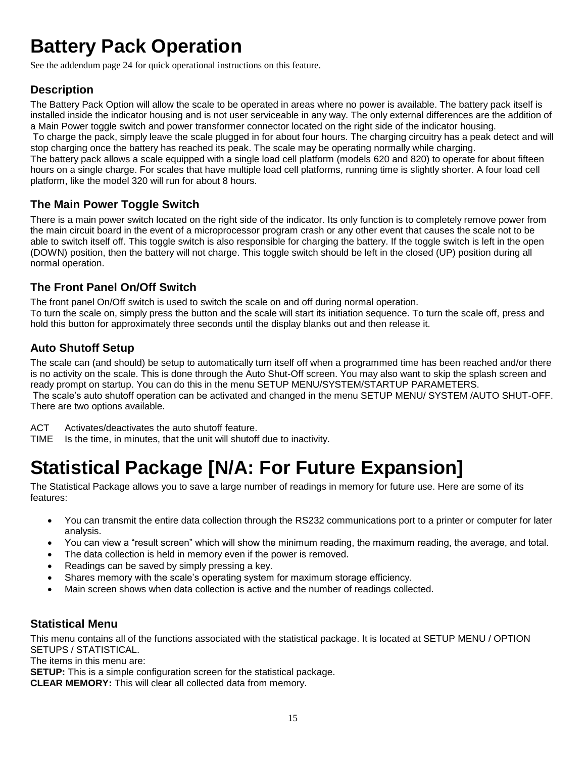# Battery Pack Operation

See the addendum page 24 for quick operational instructions on this feature.

## Description

The Battery Pack Option will allow the scale to be operated in areas where no power is available. The battery pack itself is installed inside the indicator housing and is not user serviceable in any way. The only external differences are the addition of a Main Power toggle switch and power transformer connector located on the right side of the indicator housing.

To charge the pack, simply leave the scale plugged in for about four hours. The charging circuitry has a peak detect and will stop charging once the battery has reached its peak. The scale may be operating normally while charging.

The battery pack allows a scale equipped with a single load cell platform (models 620 and 820) to operate for about fifteen hours on a single charge. For scales that have multiple load cell platforms, running time is slightly shorter. A four load cell platform, like the model 320 will run for about 8 hours.

## The Main Power Toggle Switch

There is a main power switch located on the right side of the indicator. Its only function is to completely remove power from the main circuit board in the event of a microprocessor program crash or any other event that causes the scale not to be able to switch itself off. This toggle switch is also responsible for charging the battery. If the toggle switch is left in the open (DOWN) position, then the battery will not charge. This toggle switch should be left in the closed (UP) position during all normal operation.

## The Front Panel On/Off Switch

The front panel On/Off switch is used to switch the scale on and off during normal operation.

To turn the scale on, simply press the button and the scale will start its initiation sequence. To turn the scale off, press and hold this button for approximately three seconds until the display blanks out and then release it.

## Auto Shutoff Setup

The scale can (and should) be setup to automatically turn itself off when a programmed time has been reached and/or there is no activity on the scale. This is done through the Auto Shut-Off screen. You may also want to skip the splash screen and ready prompt on startup. You can do this in the menu SETUP MENU/SYSTEM/STARTUP PARAMETERS.

The scale's auto shutoff operation can be activated and changed in the menu SETUP MENU/ SYSTEM /AUTO SHUT-OFF. There are two options available.

ACT Activates/deactivates the auto shutoff feature.

TIME Is the time, in minutes, that the unit will shutoff due to inactivity.

# Statistical Package [N/A: For Future Expansion]

The Statistical Package allows you to save a large number of readings in memory for future use. Here are some of its features:

- You can transmit the entire data collection through the RS232 communications port to a printer or computer for later analysis.
- You can view a "result screen" which will show the minimum reading, the maximum reading, the average, and total.
- The data collection is held in memory even if the power is removed.
- Readings can be saved by simply pressing a key.
- Shares memory with the scale's operating system for maximum storage efficiency.
- Main screen shows when data collection is active and the number of readings collected.

## Statistical Menu

This menu contains all of the functions associated with the statistical package. It is located at SETUP MENU / OPTION SETUPS / STATISTICAL.

The items in this menu are:

**SETUP:** This is a simple configuration screen for the statistical package.

**CLEAR MEMORY:** This will clear all collected data from memory.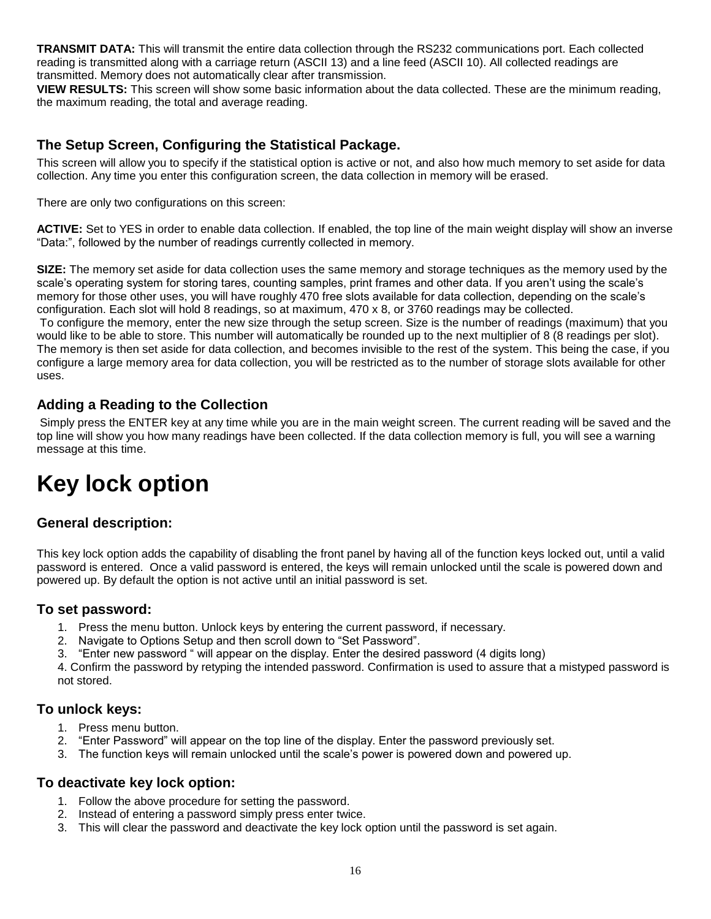**TRANSMIT DATA:** This will transmit the entire data collection through the RS232 communications port. Each collected reading is transmitted along with a carriage return (ASCII 13) and a line feed (ASCII 10). All collected readings are transmitted. Memory does not automatically clear after transmission.
**VIEW RESULTS:** This screen will show some basic information about the data collected. These are the minimum reading, the maximum reading, the total and average reading.

### The Setup Screen, Configuring the Statistical Package.

This screen will allow you to specify if the statistical option is active or not, and also how much memory to set aside for data collection. Any time you enter this configuration screen, the data collection in memory will be erased.

There are only two configurations on this screen:

**ACTIVE:** Set to YES in order to enable data collection. If enabled, the top line of the main weight display will show an inverse "Data:", followed by the number of readings currently collected in memory.

**SIZE:** The memory set aside for data collection uses the same memory and storage techniques as the memory used by the scale's operating system for storing tares, counting samples, print frames and other data. If you aren't using the scale's memory for those other uses, you will have roughly 470 free slots available for data collection, depending on the scale's configuration. Each slot will hold 8 readings, so at maximum, 470 x 8, or 3760 readings may be collected.
To configure the memory, enter the new size through the setup screen. Size is the number of readings (maximum) that you would like to be able to store. This number will automatically be rounded up to the next multiplier of 8 (8 readings per slot). The memory is then set aside for data collection, and becomes invisible to the rest of the system. This being the case, if you configure a large memory area for data collection, you will be restricted as to the number of storage slots available for other uses.

### Adding a Reading to the Collection

Simply press the ENTER key at any time while you are in the main weight screen. The current reading will be saved and the top line will show you how many readings have been collected. If the data collection memory is full, you will see a warning message at this time.

# Key lock option

### General description:

This key lock option adds the capability of disabling the front panel by having all of the function keys locked out, until a valid password is entered. Once a valid password is entered, the keys will remain unlocked until the scale is powered down and powered up. By default the option is not active until an initial password is set.

### To set password:

1. Press the menu button. Unlock keys by entering the current password, if necessary.
2. Navigate to Options Setup and then scroll down to "Set Password".
3. "Enter new password " will appear on the display. Enter the desired password (4 digits long)
4. Confirm the password by retyping the intended password. Confirmation is used to assure that a mistyped password is not stored.

### To unlock keys:

1. Press menu button.
2. "Enter Password" will appear on the top line of the display. Enter the password previously set.
3. The function keys will remain unlocked until the scale's power is powered down and powered up.

### To deactivate key lock option:

1. Follow the above procedure for setting the password.
2. Instead of entering a password simply press enter twice.
3. This will clear the password and deactivate the key lock option until the password is set again.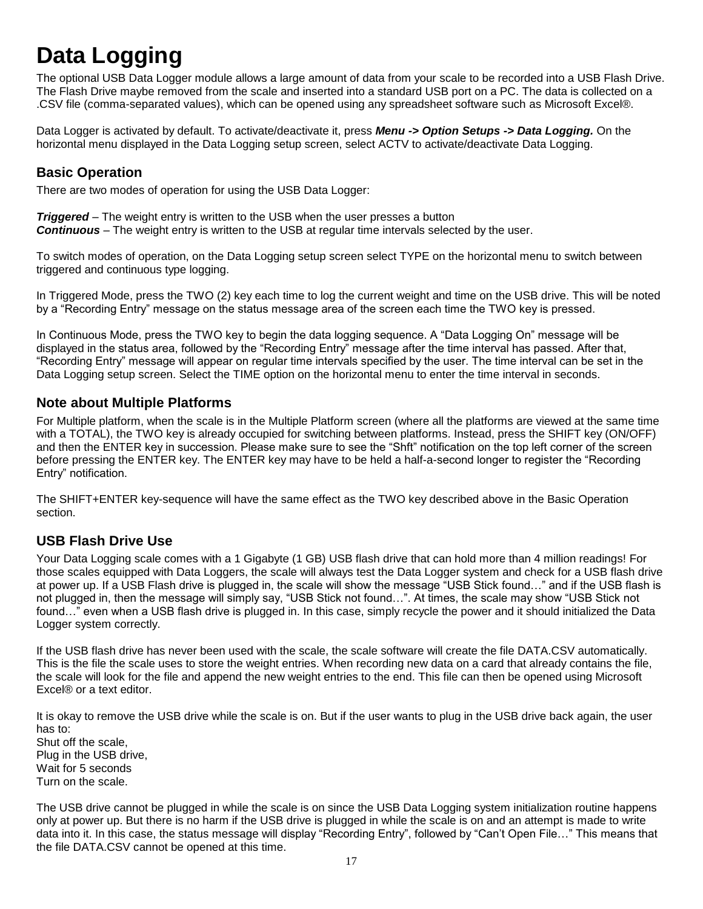# Data Logging

The optional USB Data Logger module allows a large amount of data from your scale to be recorded into a USB Flash Drive. The Flash Drive maybe removed from the scale and inserted into a standard USB port on a PC. The data is collected on a .CSV file (comma-separated values), which can be opened using any spreadsheet software such as Microsoft Excel®.

Data Logger is activated by default. To activate/deactivate it, press ***Menu -> Option Setups -> Data Logging.*** On the horizontal menu displayed in the Data Logging setup screen, select ACTV to activate/deactivate Data Logging.

## Basic Operation

There are two modes of operation for using the USB Data Logger:

***Triggered*** – The weight entry is written to the USB when the user presses a button
***Continuous*** – The weight entry is written to the USB at regular time intervals selected by the user.

To switch modes of operation, on the Data Logging setup screen select TYPE on the horizontal menu to switch between triggered and continuous type logging.

In Triggered Mode, press the TWO (2) key each time to log the current weight and time on the USB drive. This will be noted by a "Recording Entry" message on the status message area of the screen each time the TWO key is pressed.

In Continuous Mode, press the TWO key to begin the data logging sequence. A "Data Logging On" message will be displayed in the status area, followed by the "Recording Entry" message after the time interval has passed. After that, "Recording Entry" message will appear on regular time intervals specified by the user. The time interval can be set in the Data Logging setup screen. Select the TIME option on the horizontal menu to enter the time interval in seconds.

## Note about Multiple Platforms

For Multiple platform, when the scale is in the Multiple Platform screen (where all the platforms are viewed at the same time with a TOTAL), the TWO key is already occupied for switching between platforms. Instead, press the SHIFT key (ON/OFF) and then the ENTER key in succession. Please make sure to see the "Shft" notification on the top left corner of the screen before pressing the ENTER key. The ENTER key may have to be held a half-a-second longer to register the "Recording Entry" notification.

The SHIFT+ENTER key-sequence will have the same effect as the TWO key described above in the Basic Operation section.

## USB Flash Drive Use

Your Data Logging scale comes with a 1 Gigabyte (1 GB) USB flash drive that can hold more than 4 million readings! For those scales equipped with Data Loggers, the scale will always test the Data Logger system and check for a USB flash drive at power up. If a USB Flash drive is plugged in, the scale will show the message "USB Stick found…" and if the USB flash is not plugged in, then the message will simply say, "USB Stick not found…". At times, the scale may show "USB Stick not found…" even when a USB flash drive is plugged in. In this case, simply recycle the power and it should initialized the Data Logger system correctly.

If the USB flash drive has never been used with the scale, the scale software will create the file DATA.CSV automatically. This is the file the scale uses to store the weight entries. When recording new data on a card that already contains the file, the scale will look for the file and append the new weight entries to the end. This file can then be opened using Microsoft Excel® or a text editor.

It is okay to remove the USB drive while the scale is on. But if the user wants to plug in the USB drive back again, the user has to:
Shut off the scale,
Plug in the USB drive,
Wait for 5 seconds
Turn on the scale.

The USB drive cannot be plugged in while the scale is on since the USB Data Logging system initialization routine happens only at power up. But there is no harm if the USB drive is plugged in while the scale is on and an attempt is made to write data into it. In this case, the status message will display "Recording Entry", followed by "Can't Open File…" This means that the file DATA.CSV cannot be opened at this time.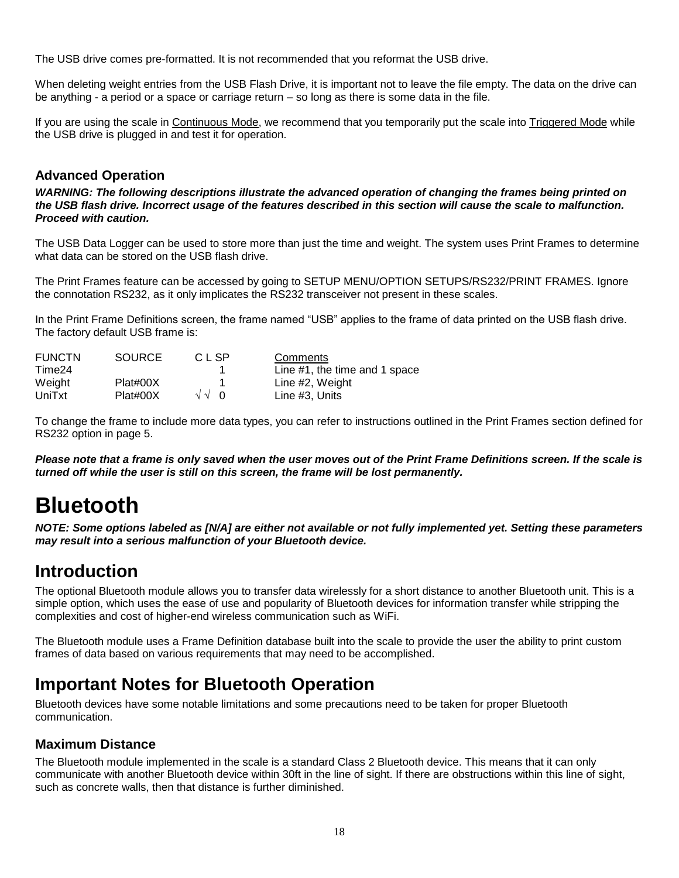The USB drive comes pre-formatted. It is not recommended that you reformat the USB drive.

When deleting weight entries from the USB Flash Drive, it is important not to leave the file empty. The data on the drive can be anything - a period or a space or carriage return – so long as there is some data in the file.

If you are using the scale in Continuous Mode, we recommend that you temporarily put the scale into Triggered Mode while the USB drive is plugged in and test it for operation.

### Advanced Operation

***WARNING: The following descriptions illustrate the advanced operation of changing the frames being printed on the USB flash drive. Incorrect usage of the features described in this section will cause the scale to malfunction. Proceed with caution.***

The USB Data Logger can be used to store more than just the time and weight. The system uses Print Frames to determine what data can be stored on the USB flash drive.

The Print Frames feature can be accessed by going to SETUP MENU/OPTION SETUPS/RS232/PRINT FRAMES. Ignore the connotation RS232, as it only implicates the RS232 transceiver not present in these scales.

In the Print Frame Definitions screen, the frame named "USB" applies to the frame of data printed on the USB flash drive. The factory default USB frame is:

| FUNCTN | SOURCE | C | L | SP | Comments |
|---|---|---|---|---|---|
| Time24 | | | | 1 | Line #1, the time and 1 space |
| Weight | Plat#00X | | | 1 | Line #2, Weight |
| UniTxt | Plat#00X | √ | √ | 0 | Line #3, Units |

To change the frame to include more data types, you can refer to instructions outlined in the Print Frames section defined for RS232 option in page 5.

***Please note that a frame is only saved when the user moves out of the Print Frame Definitions screen. If the scale is turned off while the user is still on this screen, the frame will be lost permanently.***

# Bluetooth

***NOTE: Some options labeled as [N/A] are either not available or not fully implemented yet. Setting these parameters may result into a serious malfunction of your Bluetooth device.***

## Introduction

The optional Bluetooth module allows you to transfer data wirelessly for a short distance to another Bluetooth unit. This is a simple option, which uses the ease of use and popularity of Bluetooth devices for information transfer while stripping the complexities and cost of higher-end wireless communication such as WiFi.

The Bluetooth module uses a Frame Definition database built into the scale to provide the user the ability to print custom frames of data based on various requirements that may need to be accomplished.

## Important Notes for Bluetooth Operation

Bluetooth devices have some notable limitations and some precautions need to be taken for proper Bluetooth communication.

### Maximum Distance

The Bluetooth module implemented in the scale is a standard Class 2 Bluetooth device. This means that it can only communicate with another Bluetooth device within 30ft in the line of sight. If there are obstructions within this line of sight, such as concrete walls, then that distance is further diminished.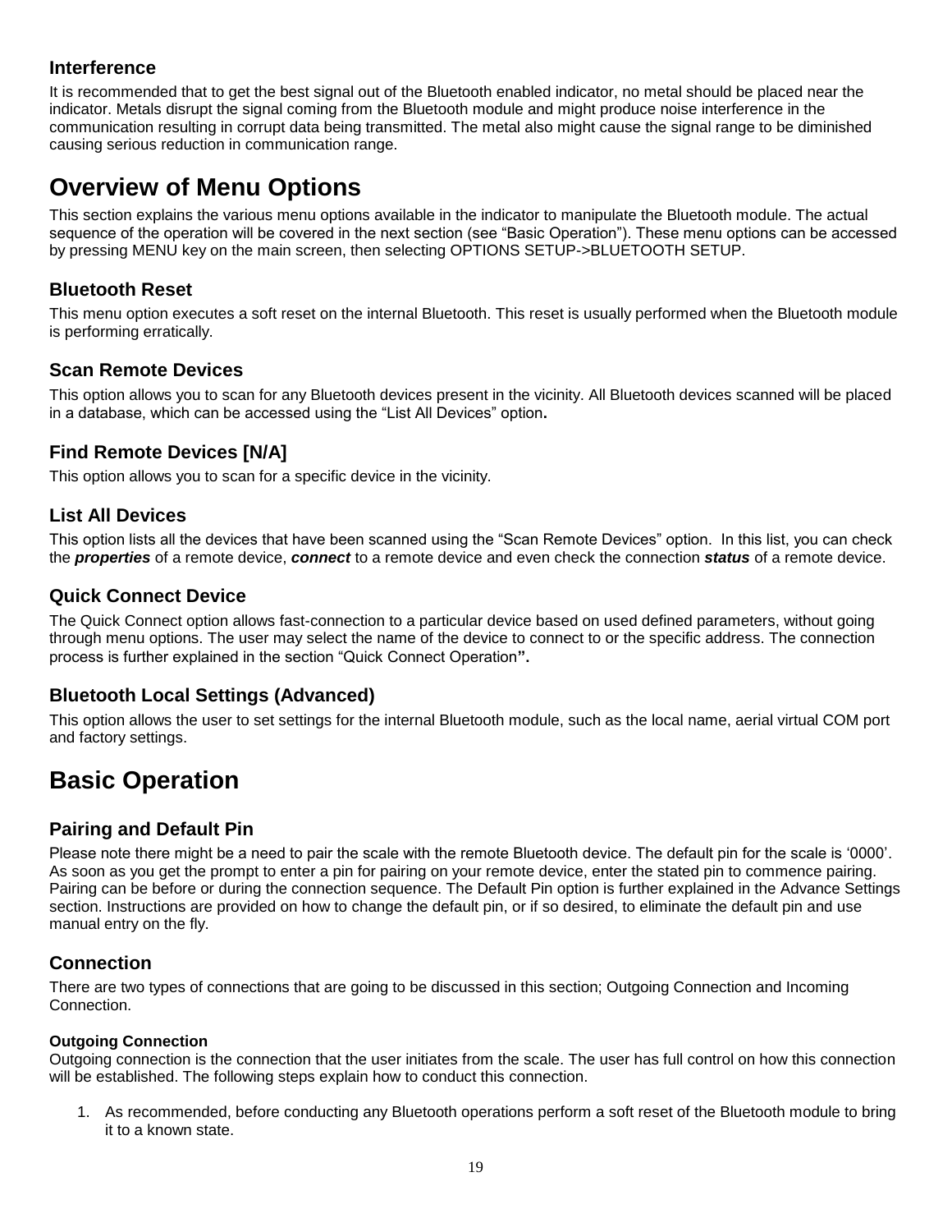### Interference

It is recommended that to get the best signal out of the Bluetooth enabled indicator, no metal should be placed near the indicator. Metals disrupt the signal coming from the Bluetooth module and might produce noise interference in the communication resulting in corrupt data being transmitted. The metal also might cause the signal range to be diminished causing serious reduction in communication range.

## Overview of Menu Options

This section explains the various menu options available in the indicator to manipulate the Bluetooth module. The actual sequence of the operation will be covered in the next section (see “Basic Operation”). These menu options can be accessed by pressing MENU key on the main screen, then selecting OPTIONS SETUP->BLUETOOTH SETUP.

### Bluetooth Reset

This menu option executes a soft reset on the internal Bluetooth. This reset is usually performed when the Bluetooth module is performing erratically.

### Scan Remote Devices

This option allows you to scan for any Bluetooth devices present in the vicinity. All Bluetooth devices scanned will be placed in a database, which can be accessed using the “List All Devices” option**.**

### Find Remote Devices [N/A]

This option allows you to scan for a specific device in the vicinity.

### List All Devices

This option lists all the devices that have been scanned using the “Scan Remote Devices” option. In this list, you can check the ***properties*** of a remote device, ***connect*** to a remote device and even check the connection ***status*** of a remote device.

### Quick Connect Device

The Quick Connect option allows fast-connection to a particular device based on used defined parameters, without going through menu options. The user may select the name of the device to connect to or the specific address. The connection process is further explained in the section “Quick Connect Operation**”.**

### Bluetooth Local Settings (Advanced)

This option allows the user to set settings for the internal Bluetooth module, such as the local name, aerial virtual COM port and factory settings.

## Basic Operation

### Pairing and Default Pin

Please note there might be a need to pair the scale with the remote Bluetooth device. The default pin for the scale is ‘0000’. As soon as you get the prompt to enter a pin for pairing on your remote device, enter the stated pin to commence pairing. Pairing can be before or during the connection sequence. The Default Pin option is further explained in the Advance Settings section. Instructions are provided on how to change the default pin, or if so desired, to eliminate the default pin and use manual entry on the fly.

### Connection

There are two types of connections that are going to be discussed in this section; Outgoing Connection and Incoming Connection.

#### Outgoing Connection

Outgoing connection is the connection that the user initiates from the scale. The user has full control on how this connection will be established. The following steps explain how to conduct this connection.

1. As recommended, before conducting any Bluetooth operations perform a soft reset of the Bluetooth module to bring it to a known state.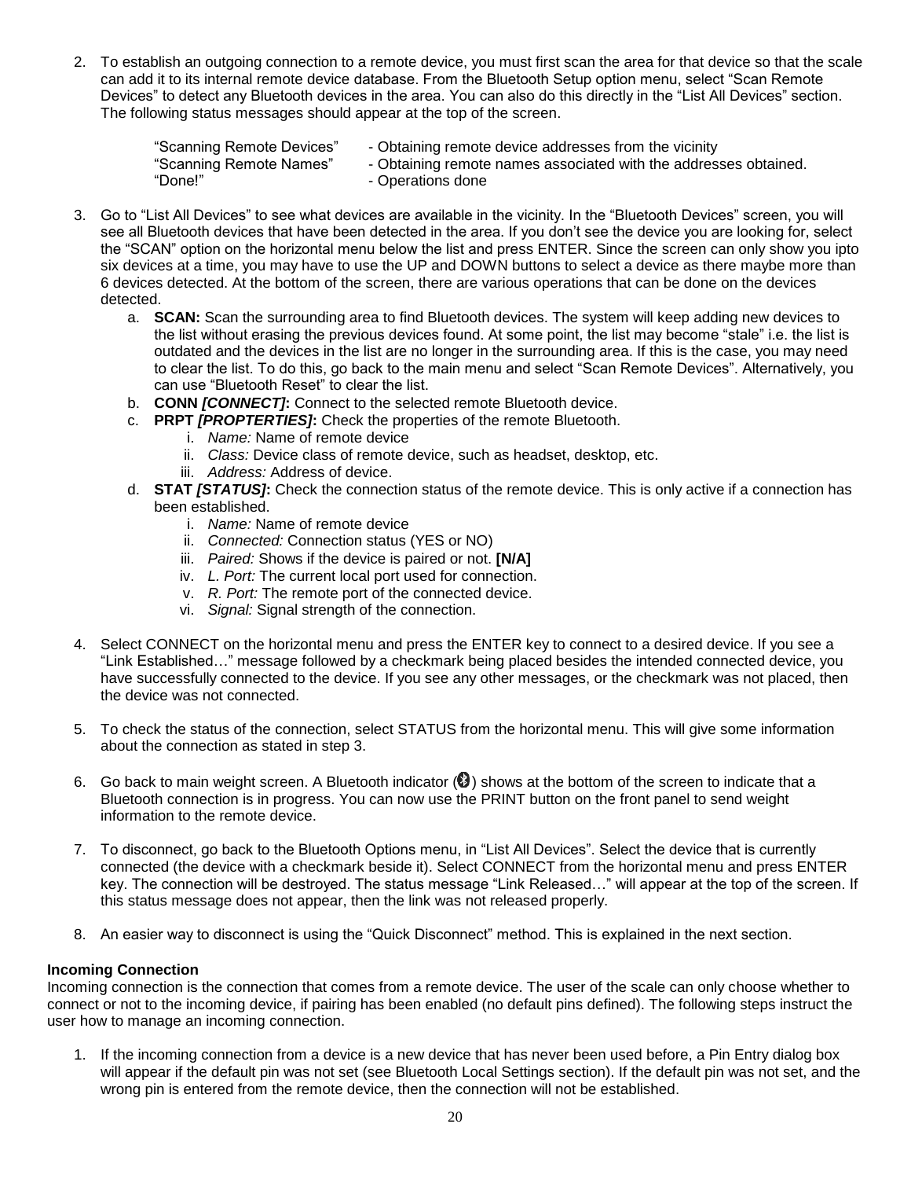2. To establish an outgoing connection to a remote device, you must first scan the area for that device so that the scale can add it to its internal remote device database. From the Bluetooth Setup option menu, select "Scan Remote Devices" to detect any Bluetooth devices in the area. You can also do this directly in the "List All Devices" section. The following status messages should appear at the top of the screen.

   | | |
   |---|---|
   | "Scanning Remote Devices" | - Obtaining remote device addresses from the vicinity |
   | "Scanning Remote Names" | - Obtaining remote names associated with the addresses obtained. |
   | "Done!" | - Operations done |

3. Go to "List All Devices" to see what devices are available in the vicinity. In the "Bluetooth Devices" screen, you will see all Bluetooth devices that have been detected in the area. If you don't see the device you are looking for, select the "SCAN" option on the horizontal menu below the list and press ENTER. Since the screen can only show you ipto six devices at a time, you may have to use the UP and DOWN buttons to select a device as there maybe more than 6 devices detected. At the bottom of the screen, there are various operations that can be done on the devices detected.
   a. **SCAN:** Scan the surrounding area to find Bluetooth devices. The system will keep adding new devices to the list without erasing the previous devices found. At some point, the list may become "stale" i.e. the list is outdated and the devices in the list are no longer in the surrounding area. If this is the case, you may need to clear the list. To do this, go back to the main menu and select "Scan Remote Devices". Alternatively, you can use "Bluetooth Reset" to clear the list.
   b. **CONN *[CONNECT]*:** Connect to the selected remote Bluetooth device.
   c. **PRPT *[PROPTERTIES]*:** Check the properties of the remote Bluetooth.
      i. *Name:* Name of remote device
      ii. *Class:* Device class of remote device, such as headset, desktop, etc.
      iii. *Address:* Address of device.
   d. **STAT *[STATUS]*:** Check the connection status of the remote device. This is only active if a connection has been established.
      i. *Name:* Name of remote device
      ii. *Connected:* Connection status (YES or NO)
      iii. *Paired:* Shows if the device is paired or not. **[N/A]**
      iv. *L. Port:* The current local port used for connection.
      v. *R. Port:* The remote port of the connected device.
      vi. *Signal:* Signal strength of the connection.

4. Select CONNECT on the horizontal menu and press the ENTER key to connect to a desired device. If you see a "Link Established…" message followed by a checkmark being placed besides the intended connected device, you have successfully connected to the device. If you see any other messages, or the checkmark was not placed, then the device was not connected.

5. To check the status of the connection, select STATUS from the horizontal menu. This will give some information about the connection as stated in step 3.

6. Go back to main weight screen. A Bluetooth indicator () shows at the bottom of the screen to indicate that a Bluetooth connection is in progress. You can now use the PRINT button on the front panel to send weight information to the remote device.

7. To disconnect, go back to the Bluetooth Options menu, in "List All Devices". Select the device that is currently connected (the device with a checkmark beside it). Select CONNECT from the horizontal menu and press ENTER key. The connection will be destroyed. The status message "Link Released…" will appear at the top of the screen. If this status message does not appear, then the link was not released properly.

8. An easier way to disconnect is using the "Quick Disconnect" method. This is explained in the next section.

**Incoming Connection**

Incoming connection is the connection that comes from a remote device. The user of the scale can only choose whether to connect or not to the incoming device, if pairing has been enabled (no default pins defined). The following steps instruct the user how to manage an incoming connection.

1. If the incoming connection from a device is a new device that has never been used before, a Pin Entry dialog box will appear if the default pin was not set (see Bluetooth Local Settings section). If the default pin was not set, and the wrong pin is entered from the remote device, then the connection will not be established.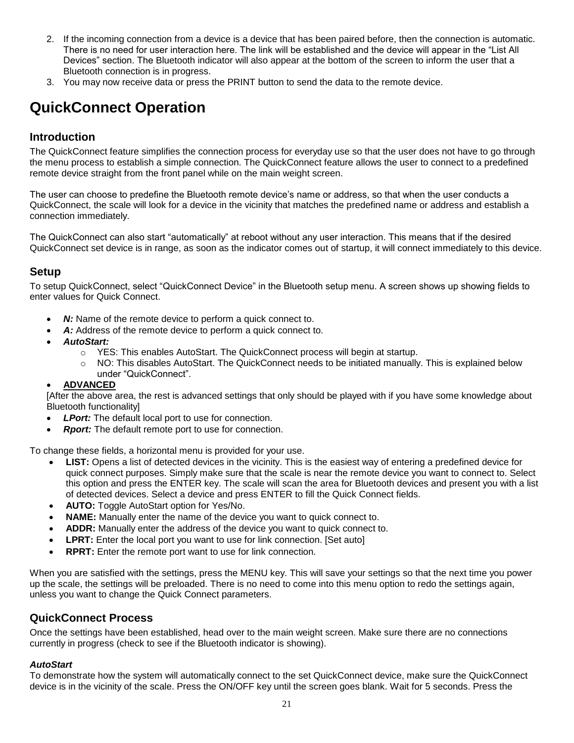2. If the incoming connection from a device is a device that has been paired before, then the connection is automatic. There is no need for user interaction here. The link will be established and the device will appear in the “List All Devices” section. The Bluetooth indicator will also appear at the bottom of the screen to inform the user that a Bluetooth connection is in progress.
3. You may now receive data or press the PRINT button to send the data to the remote device.

# QuickConnect Operation

## Introduction

The QuickConnect feature simplifies the connection process for everyday use so that the user does not have to go through the menu process to establish a simple connection. The QuickConnect feature allows the user to connect to a predefined remote device straight from the front panel while on the main weight screen.

The user can choose to predefine the Bluetooth remote device’s name or address, so that when the user conducts a QuickConnect, the scale will look for a device in the vicinity that matches the predefined name or address and establish a connection immediately.

The QuickConnect can also start “automatically” at reboot without any user interaction. This means that if the desired QuickConnect set device is in range, as soon as the indicator comes out of startup, it will connect immediately to this device.

## Setup

To setup QuickConnect, select “QuickConnect Device” in the Bluetooth setup menu. A screen shows up showing fields to enter values for Quick Connect.

- ***N:*** Name of the remote device to perform a quick connect to.
- ***A:*** Address of the remote device to perform a quick connect to.
- ***AutoStart:***
  - YES: This enables AutoStart. The QuickConnect process will begin at startup.
  - NO: This disables AutoStart. The QuickConnect needs to be initiated manually. This is explained below under “QuickConnect”.
- **ADVANCED**

  [After the above area, the rest is advanced settings that only should be played with if you have some knowledge about Bluetooth functionality]
- ***LPort:*** The default local port to use for connection.
- ***Rport:*** The default remote port to use for connection.

To change these fields, a horizontal menu is provided for your use.

- **LIST:** Opens a list of detected devices in the vicinity. This is the easiest way of entering a predefined device for quick connect purposes. Simply make sure that the scale is near the remote device you want to connect to. Select this option and press the ENTER key. The scale will scan the area for Bluetooth devices and present you with a list of detected devices. Select a device and press ENTER to fill the Quick Connect fields.
- **AUTO:** Toggle AutoStart option for Yes/No.
- **NAME:** Manually enter the name of the device you want to quick connect to.
- **ADDR:** Manually enter the address of the device you want to quick connect to.
- **LPRT:** Enter the local port you want to use for link connection. [Set auto]
- **RPRT:** Enter the remote port want to use for link connection.

When you are satisfied with the settings, press the MENU key. This will save your settings so that the next time you power up the scale, the settings will be preloaded. There is no need to come into this menu option to redo the settings again, unless you want to change the Quick Connect parameters.

## QuickConnect Process

Once the settings have been established, head over to the main weight screen. Make sure there are no connections currently in progress (check to see if the Bluetooth indicator is showing).

### *AutoStart*

To demonstrate how the system will automatically connect to the set QuickConnect device, make sure the QuickConnect device is in the vicinity of the scale. Press the ON/OFF key until the screen goes blank. Wait for 5 seconds. Press the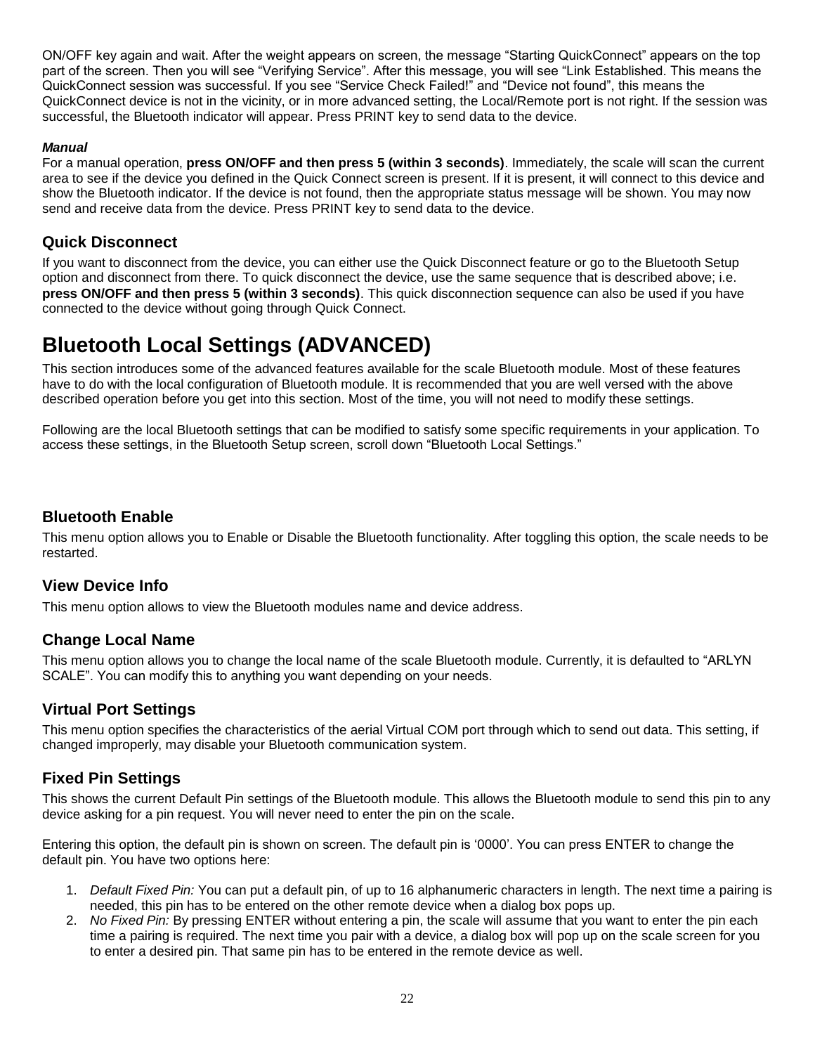ON/OFF key again and wait. After the weight appears on screen, the message "Starting QuickConnect" appears on the top part of the screen. Then you will see "Verifying Service". After this message, you will see "Link Established. This means the QuickConnect session was successful. If you see "Service Check Failed!" and "Device not found", this means the QuickConnect device is not in the vicinity, or in more advanced setting, the Local/Remote port is not right. If the session was successful, the Bluetooth indicator will appear. Press PRINT key to send data to the device.

***Manual***

For a manual operation, **press ON/OFF and then press 5 (within 3 seconds)**. Immediately, the scale will scan the current area to see if the device you defined in the Quick Connect screen is present. If it is present, it will connect to this device and show the Bluetooth indicator. If the device is not found, then the appropriate status message will be shown. You may now send and receive data from the device. Press PRINT key to send data to the device.

### Quick Disconnect

If you want to disconnect from the device, you can either use the Quick Disconnect feature or go to the Bluetooth Setup option and disconnect from there. To quick disconnect the device, use the same sequence that is described above; i.e. **press ON/OFF and then press 5 (within 3 seconds)**. This quick disconnection sequence can also be used if you have connected to the device without going through Quick Connect.

# Bluetooth Local Settings (ADVANCED)

This section introduces some of the advanced features available for the scale Bluetooth module. Most of these features have to do with the local configuration of Bluetooth module. It is recommended that you are well versed with the above described operation before you get into this section. Most of the time, you will not need to modify these settings.

Following are the local Bluetooth settings that can be modified to satisfy some specific requirements in your application. To access these settings, in the Bluetooth Setup screen, scroll down "Bluetooth Local Settings."

### Bluetooth Enable

This menu option allows you to Enable or Disable the Bluetooth functionality. After toggling this option, the scale needs to be restarted.

### View Device Info

This menu option allows to view the Bluetooth modules name and device address.

### Change Local Name

This menu option allows you to change the local name of the scale Bluetooth module. Currently, it is defaulted to "ARLYN SCALE". You can modify this to anything you want depending on your needs.

### Virtual Port Settings

This menu option specifies the characteristics of the aerial Virtual COM port through which to send out data. This setting, if changed improperly, may disable your Bluetooth communication system.

### Fixed Pin Settings

This shows the current Default Pin settings of the Bluetooth module. This allows the Bluetooth module to send this pin to any device asking for a pin request. You will never need to enter the pin on the scale.

Entering this option, the default pin is shown on screen. The default pin is '0000'. You can press ENTER to change the default pin. You have two options here:

1. *Default Fixed Pin:* You can put a default pin, of up to 16 alphanumeric characters in length. The next time a pairing is needed, this pin has to be entered on the other remote device when a dialog box pops up.
2. *No Fixed Pin:* By pressing ENTER without entering a pin, the scale will assume that you want to enter the pin each time a pairing is required. The next time you pair with a device, a dialog box will pop up on the scale screen for you to enter a desired pin. That same pin has to be entered in the remote device as well.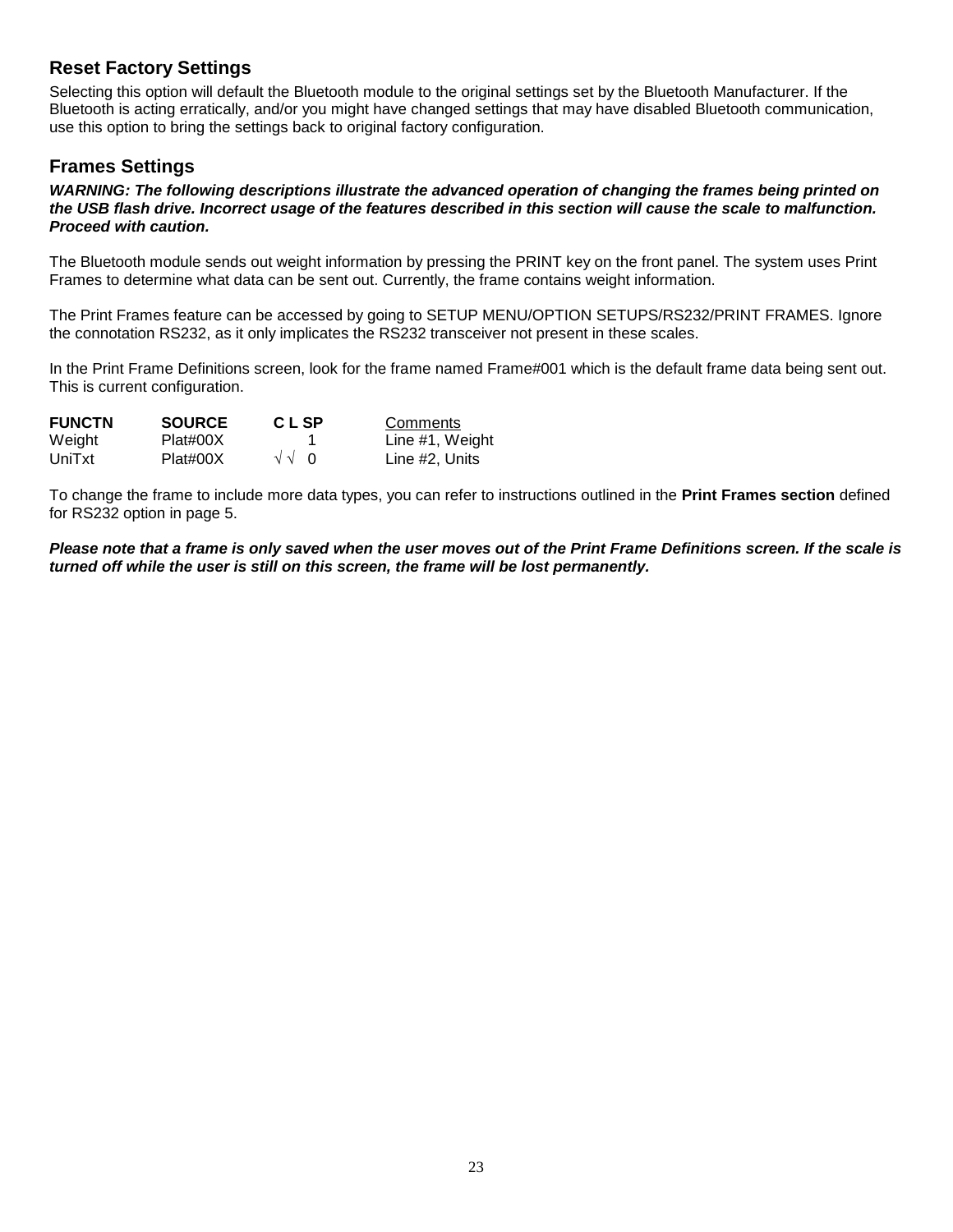## Reset Factory Settings

Selecting this option will default the Bluetooth module to the original settings set by the Bluetooth Manufacturer. If the Bluetooth is acting erratically, and/or you might have changed settings that may have disabled Bluetooth communication, use this option to bring the settings back to original factory configuration.

## Frames Settings

***WARNING: The following descriptions illustrate the advanced operation of changing the frames being printed on the USB flash drive. Incorrect usage of the features described in this section will cause the scale to malfunction. Proceed with caution.***

The Bluetooth module sends out weight information by pressing the PRINT key on the front panel. The system uses Print Frames to determine what data can be sent out. Currently, the frame contains weight information.

The Print Frames feature can be accessed by going to SETUP MENU/OPTION SETUPS/RS232/PRINT FRAMES. Ignore the connotation RS232, as it only implicates the RS232 transceiver not present in these scales.

In the Print Frame Definitions screen, look for the frame named Frame#001 which is the default frame data being sent out. This is current configuration.

| **FUNCTN** | **SOURCE** | **C** | **L** | **SP** | Comments |
|---|---|---|---|---|---|
| Weight | Plat#00X | | | 1 | Line #1, Weight |
| UniTxt | Plat#00X | √ | √ | 0 | Line #2, Units |

To change the frame to include more data types, you can refer to instructions outlined in the **Print Frames section** defined for RS232 option in page 5.

***Please note that a frame is only saved when the user moves out of the Print Frame Definitions screen. If the scale is turned off while the user is still on this screen, the frame will be lost permanently.***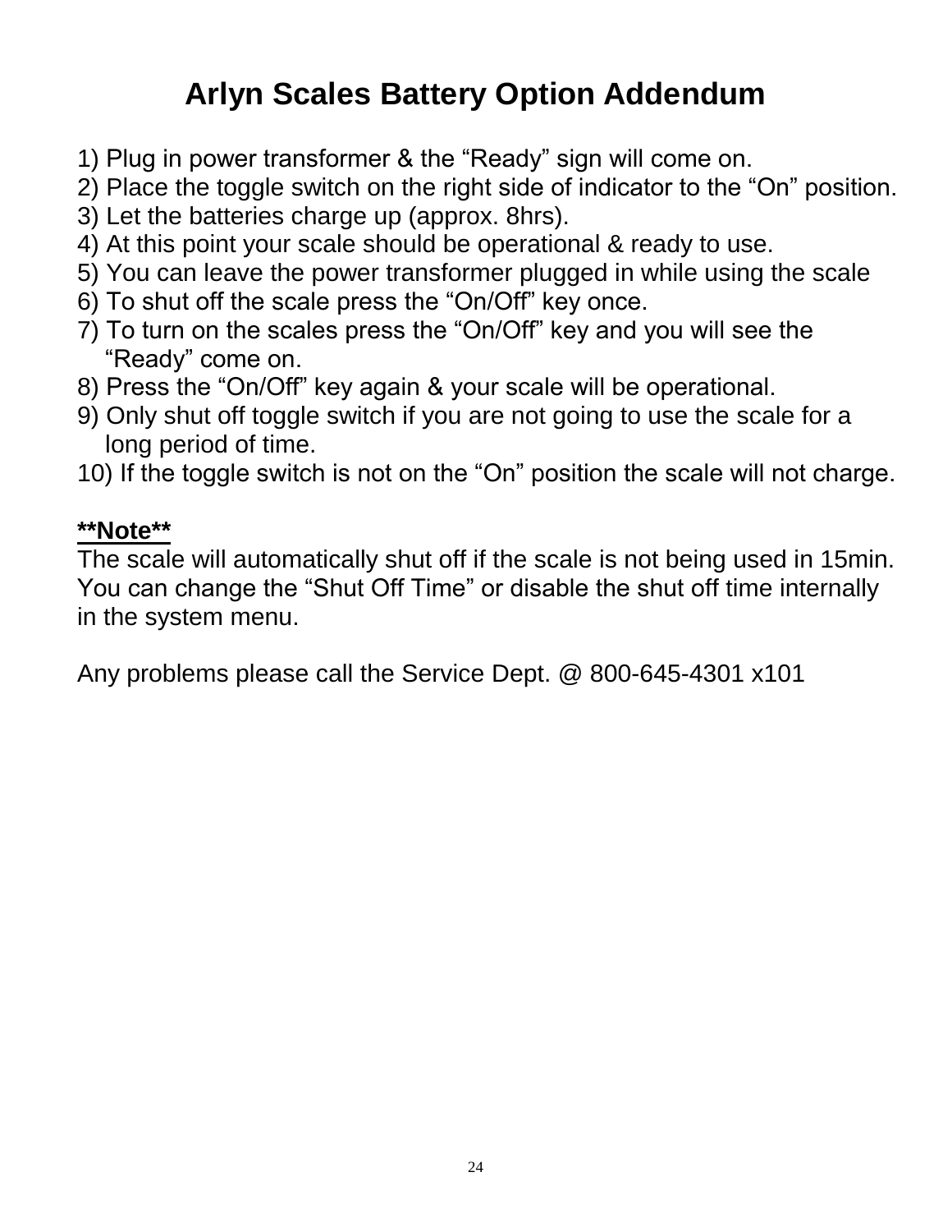# Arlyn Scales Battery Option Addendum

1) Plug in power transformer & the “Ready” sign will come on.
2) Place the toggle switch on the right side of indicator to the “On” position.
3) Let the batteries charge up (approx. 8hrs).
4) At this point your scale should be operational & ready to use.
5) You can leave the power transformer plugged in while using the scale
6) To shut off the scale press the “On/Off” key once.
7) To turn on the scales press the “On/Off” key and you will see the “Ready” come on.
8) Press the “On/Off” key again & your scale will be operational.
9) Only shut off toggle switch if you are not going to use the scale for a long period of time.
10) If the toggle switch is not on the “On” position the scale will not charge.

**<u>**Note**</u>**

The scale will automatically shut off if the scale is not being used in 15min. You can change the “Shut Off Time” or disable the shut off time internally in the system menu.

Any problems please call the Service Dept. @ 800-645-4301 x101